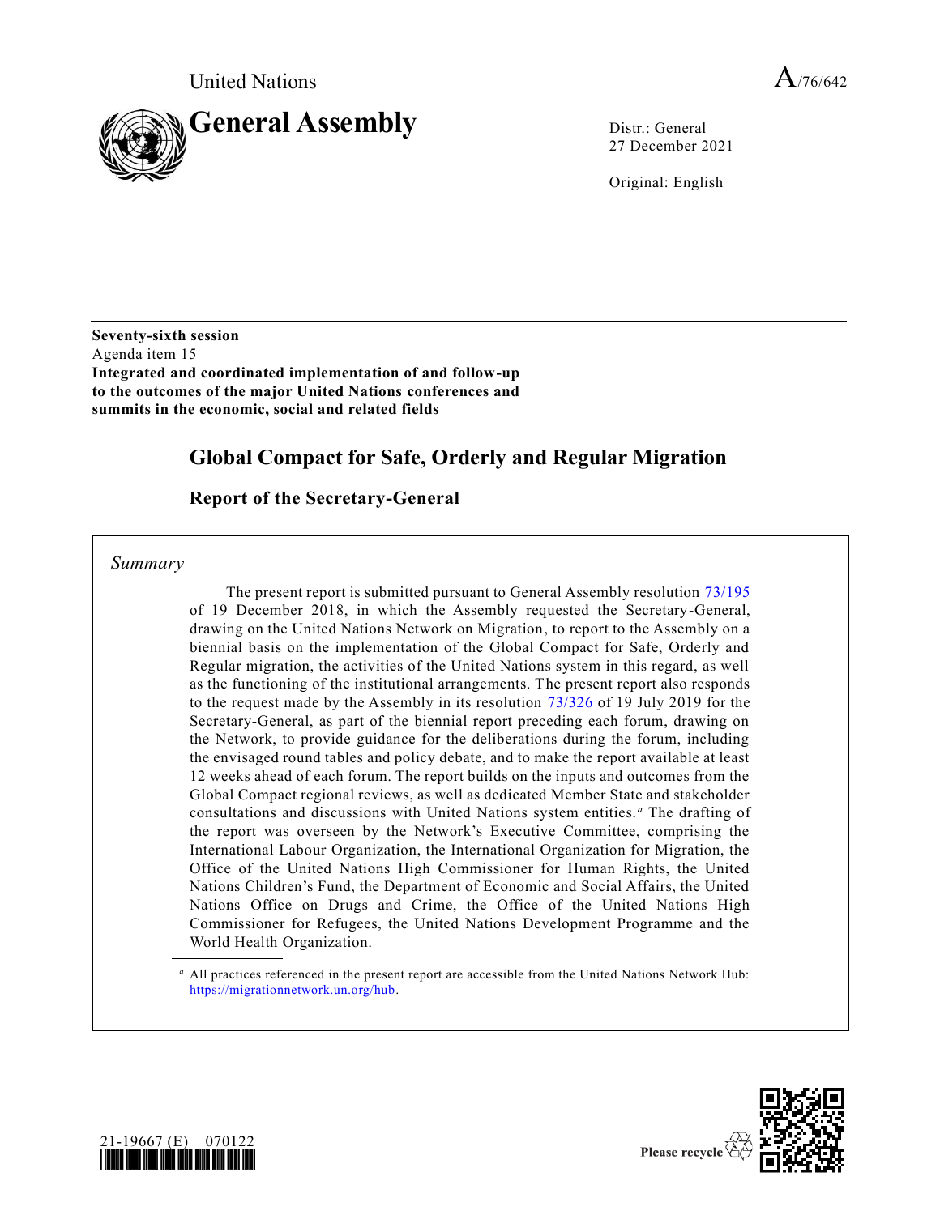United Nations

A/76/642

# General Assembly

Distr.: General
27 December 2021

Original: English

**Seventy-sixth session**
Agenda item 15
**Integrated and coordinated implementation of and follow-up to the outcomes of the major United Nations conferences and summits in the economic, social and related fields**

## Global Compact for Safe, Orderly and Regular Migration

### Report of the Secretary-General

*Summary*

The present report is submitted pursuant to General Assembly resolution 73/195 of 19 December 2018, in which the Assembly requested the Secretary-General, drawing on the United Nations Network on Migration, to report to the Assembly on a biennial basis on the implementation of the Global Compact for Safe, Orderly and Regular migration, the activities of the United Nations system in this regard, as well as the functioning of the institutional arrangements. The present report also responds to the request made by the Assembly in its resolution 73/326 of 19 July 2019 for the Secretary-General, as part of the biennial report preceding each forum, drawing on the Network, to provide guidance for the deliberations during the forum, including the envisaged round tables and policy debate, and to make the report available at least 12 weeks ahead of each forum. The report builds on the inputs and outcomes from the Global Compact regional reviews, as well as dedicated Member State and stakeholder consultations and discussions with United Nations system entities.[a] The drafting of the report was overseen by the Network's Executive Committee, comprising the International Labour Organization, the International Organization for Migration, the Office of the United Nations High Commissioner for Human Rights, the United Nations Children's Fund, the Department of Economic and Social Affairs, the United Nations Office on Drugs and Crime, the Office of the United Nations High Commissioner for Refugees, the United Nations Development Programme and the World Health Organization.

[a] All practices referenced in the present report are accessible from the United Nations Network Hub: https://migrationnetwork.un.org/hub.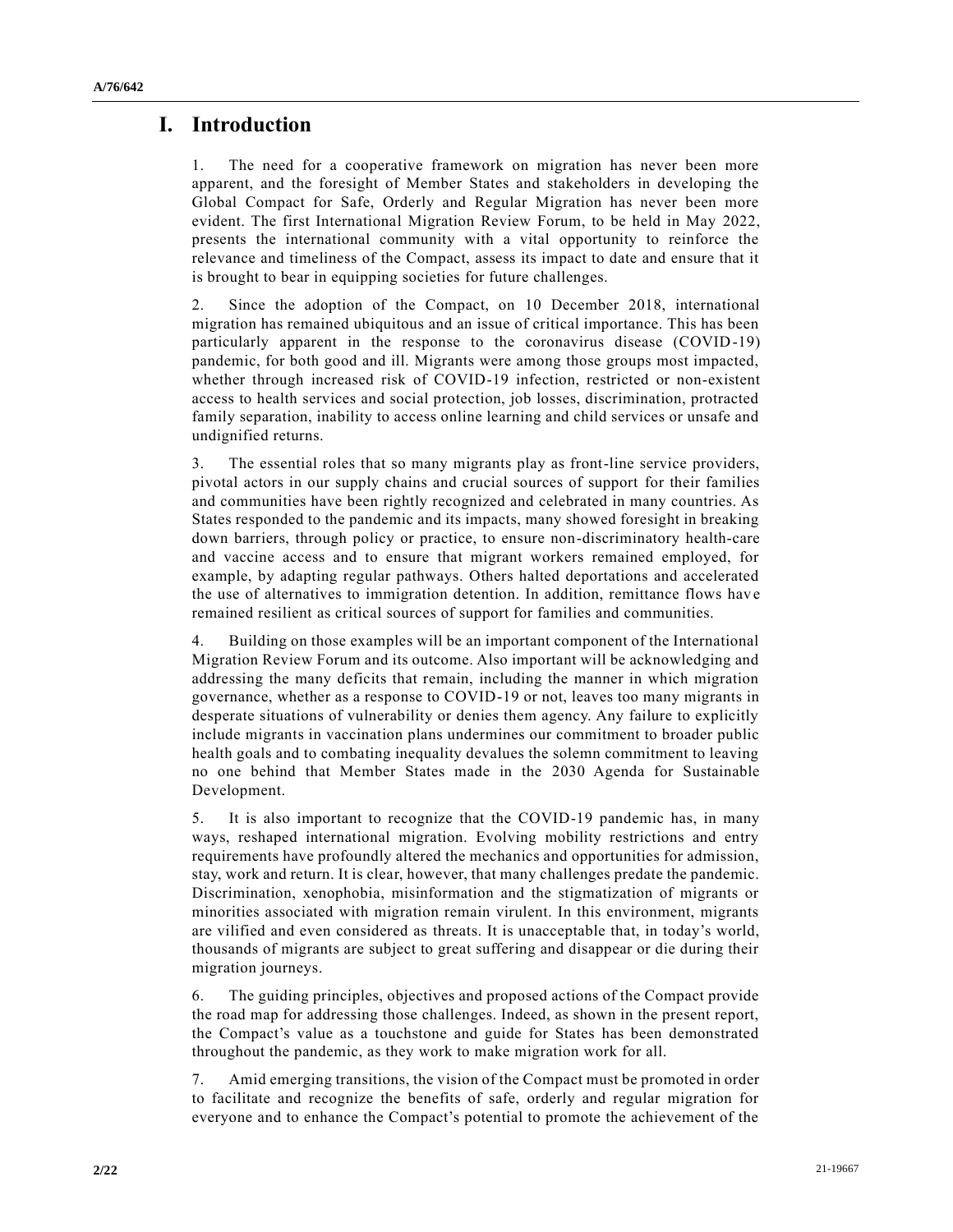# I. Introduction

1. The need for a cooperative framework on migration has never been more apparent, and the foresight of Member States and stakeholders in developing the Global Compact for Safe, Orderly and Regular Migration has never been more evident. The first International Migration Review Forum, to be held in May 2022, presents the international community with a vital opportunity to reinforce the relevance and timeliness of the Compact, assess its impact to date and ensure that it is brought to bear in equipping societies for future challenges.

2. Since the adoption of the Compact, on 10 December 2018, international migration has remained ubiquitous and an issue of critical importance. This has been particularly apparent in the response to the coronavirus disease (COVID-19) pandemic, for both good and ill. Migrants were among those groups most impacted, whether through increased risk of COVID-19 infection, restricted or non-existent access to health services and social protection, job losses, discrimination, protracted family separation, inability to access online learning and child services or unsafe and undignified returns.

3. The essential roles that so many migrants play as front-line service providers, pivotal actors in our supply chains and crucial sources of support for their families and communities have been rightly recognized and celebrated in many countries. As States responded to the pandemic and its impacts, many showed foresight in breaking down barriers, through policy or practice, to ensure non-discriminatory health-care and vaccine access and to ensure that migrant workers remained employed, for example, by adapting regular pathways. Others halted deportations and accelerated the use of alternatives to immigration detention. In addition, remittance flows have remained resilient as critical sources of support for families and communities.

4. Building on those examples will be an important component of the International Migration Review Forum and its outcome. Also important will be acknowledging and addressing the many deficits that remain, including the manner in which migration governance, whether as a response to COVID-19 or not, leaves too many migrants in desperate situations of vulnerability or denies them agency. Any failure to explicitly include migrants in vaccination plans undermines our commitment to broader public health goals and to combating inequality devalues the solemn commitment to leaving no one behind that Member States made in the 2030 Agenda for Sustainable Development.

5. It is also important to recognize that the COVID-19 pandemic has, in many ways, reshaped international migration. Evolving mobility restrictions and entry requirements have profoundly altered the mechanics and opportunities for admission, stay, work and return. It is clear, however, that many challenges predate the pandemic. Discrimination, xenophobia, misinformation and the stigmatization of migrants or minorities associated with migration remain virulent. In this environment, migrants are vilified and even considered as threats. It is unacceptable that, in today's world, thousands of migrants are subject to great suffering and disappear or die during their migration journeys.

6. The guiding principles, objectives and proposed actions of the Compact provide the road map for addressing those challenges. Indeed, as shown in the present report, the Compact's value as a touchstone and guide for States has been demonstrated throughout the pandemic, as they work to make migration work for all.

7. Amid emerging transitions, the vision of the Compact must be promoted in order to facilitate and recognize the benefits of safe, orderly and regular migration for everyone and to enhance the Compact's potential to promote the achievement of the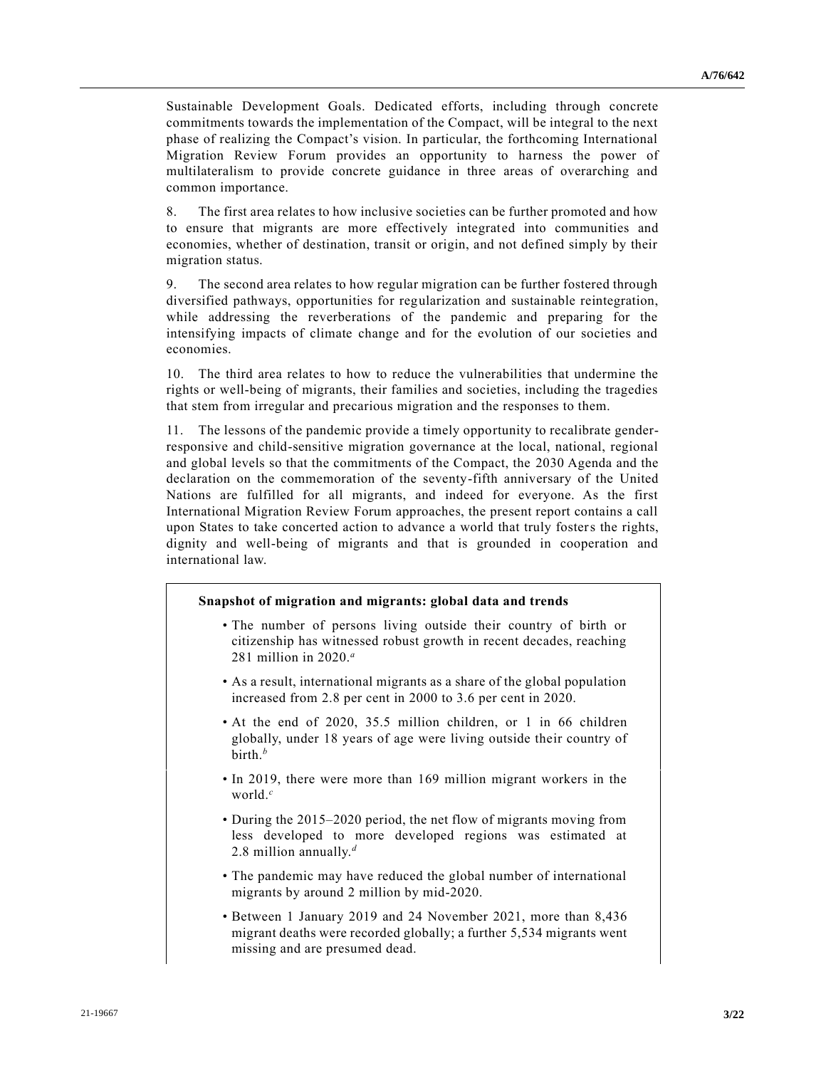Sustainable Development Goals. Dedicated efforts, including through concrete commitments towards the implementation of the Compact, will be integral to the next phase of realizing the Compact's vision. In particular, the forthcoming International Migration Review Forum provides an opportunity to harness the power of multilateralism to provide concrete guidance in three areas of overarching and common importance.

8. The first area relates to how inclusive societies can be further promoted and how to ensure that migrants are more effectively integrated into communities and economies, whether of destination, transit or origin, and not defined simply by their migration status.

9. The second area relates to how regular migration can be further fostered through diversified pathways, opportunities for regularization and sustainable reintegration, while addressing the reverberations of the pandemic and preparing for the intensifying impacts of climate change and for the evolution of our societies and economies.

10. The third area relates to how to reduce the vulnerabilities that undermine the rights or well-being of migrants, their families and societies, including the tragedies that stem from irregular and precarious migration and the responses to them.

11. The lessons of the pandemic provide a timely opportunity to recalibrate gender-responsive and child-sensitive migration governance at the local, national, regional and global levels so that the commitments of the Compact, the 2030 Agenda and the declaration on the commemoration of the seventy-fifth anniversary of the United Nations are fulfilled for all migrants, and indeed for everyone. As the first International Migration Review Forum approaches, the present report contains a call upon States to take concerted action to advance a world that truly fosters the rights, dignity and well-being of migrants and that is grounded in cooperation and international law.

**Snapshot of migration and migrants: global data and trends**

- The number of persons living outside their country of birth or citizenship has witnessed robust growth in recent decades, reaching 281 million in 2020.[a]
- As a result, international migrants as a share of the global population increased from 2.8 per cent in 2000 to 3.6 per cent in 2020.
- At the end of 2020, 35.5 million children, or 1 in 66 children globally, under 18 years of age were living outside their country of birth.[b]
- In 2019, there were more than 169 million migrant workers in the world.[c]
- During the 2015–2020 period, the net flow of migrants moving from less developed to more developed regions was estimated at 2.8 million annually.[d]
- The pandemic may have reduced the global number of international migrants by around 2 million by mid-2020.
- Between 1 January 2019 and 24 November 2021, more than 8,436 migrant deaths were recorded globally; a further 5,534 migrants went missing and are presumed dead.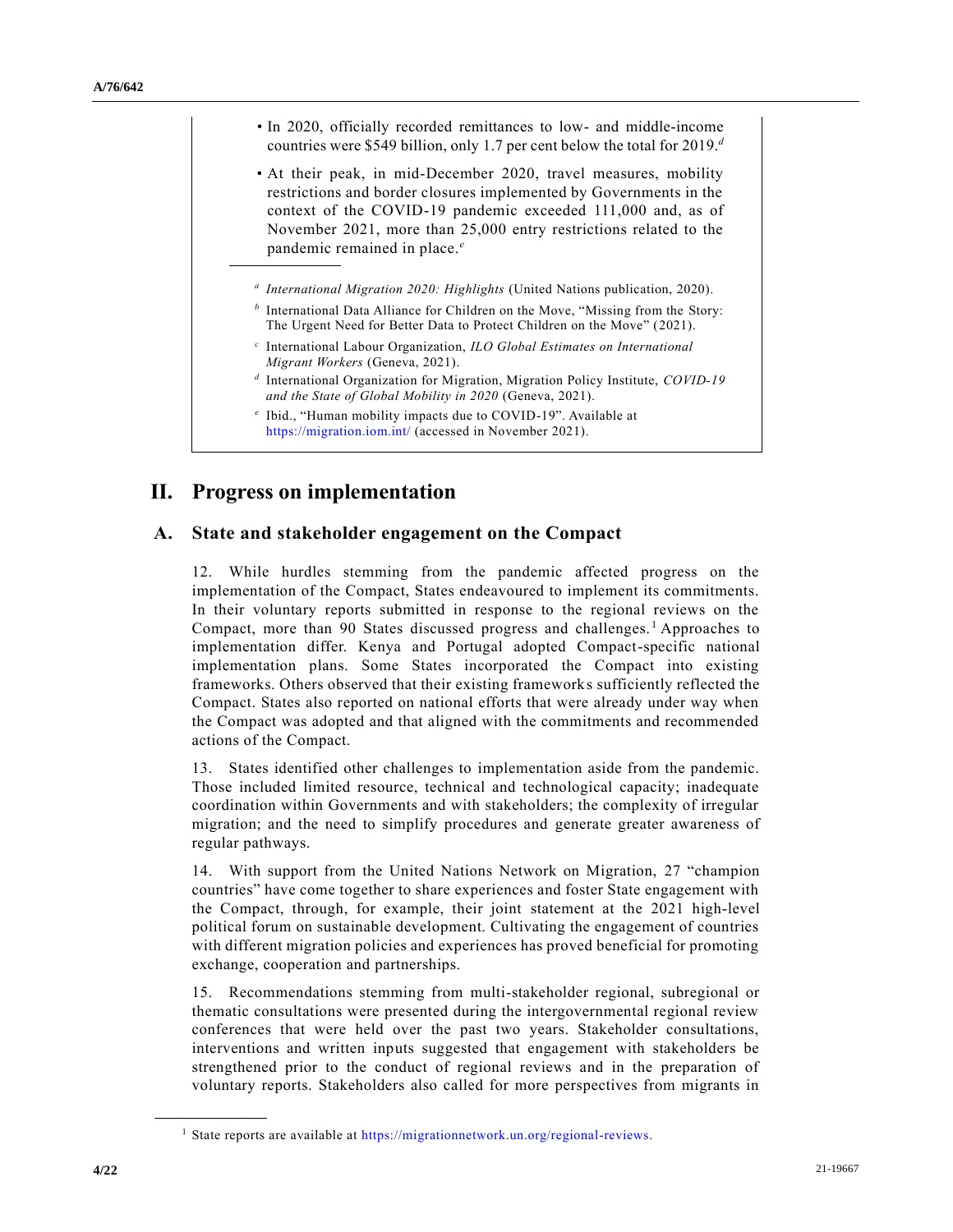- In 2020, officially recorded remittances to low- and middle-income countries were $549 billion, only 1.7 per cent below the total for 2019.[d]
- At their peak, in mid-December 2020, travel measures, mobility restrictions and border closures implemented by Governments in the context of the COVID-19 pandemic exceeded 111,000 and, as of November 2021, more than 25,000 entry restrictions related to the pandemic remained in place.[e]

---

[a] *International Migration 2020: Highlights* (United Nations publication, 2020).

[b] International Data Alliance for Children on the Move, "Missing from the Story: The Urgent Need for Better Data to Protect Children on the Move" (2021).

[c] International Labour Organization, *ILO Global Estimates on International Migrant Workers* (Geneva, 2021).

[d] International Organization for Migration, Migration Policy Institute, *COVID-19 and the State of Global Mobility in 2020* (Geneva, 2021).

[e] Ibid., "Human mobility impacts due to COVID-19". Available at https://migration.iom.int/ (accessed in November 2021).

# II. Progress on implementation

## A. State and stakeholder engagement on the Compact

12. While hurdles stemming from the pandemic affected progress on the implementation of the Compact, States endeavoured to implement its commitments. In their voluntary reports submitted in response to the regional reviews on the Compact, more than 90 States discussed progress and challenges.[1] Approaches to implementation differ. Kenya and Portugal adopted Compact-specific national implementation plans. Some States incorporated the Compact into existing frameworks. Others observed that their existing frameworks sufficiently reflected the Compact. States also reported on national efforts that were already under way when the Compact was adopted and that aligned with the commitments and recommended actions of the Compact.

13. States identified other challenges to implementation aside from the pandemic. Those included limited resource, technical and technological capacity; inadequate coordination within Governments and with stakeholders; the complexity of irregular migration; and the need to simplify procedures and generate greater awareness of regular pathways.

14. With support from the United Nations Network on Migration, 27 "champion countries" have come together to share experiences and foster State engagement with the Compact, through, for example, their joint statement at the 2021 high-level political forum on sustainable development. Cultivating the engagement of countries with different migration policies and experiences has proved beneficial for promoting exchange, cooperation and partnerships.

15. Recommendations stemming from multi-stakeholder regional, subregional or thematic consultations were presented during the intergovernmental regional review conferences that were held over the past two years. Stakeholder consultations, interventions and written inputs suggested that engagement with stakeholders be strengthened prior to the conduct of regional reviews and in the preparation of voluntary reports. Stakeholders also called for more perspectives from migrants in

---

[1] State reports are available at https://migrationnetwork.un.org/regional-reviews.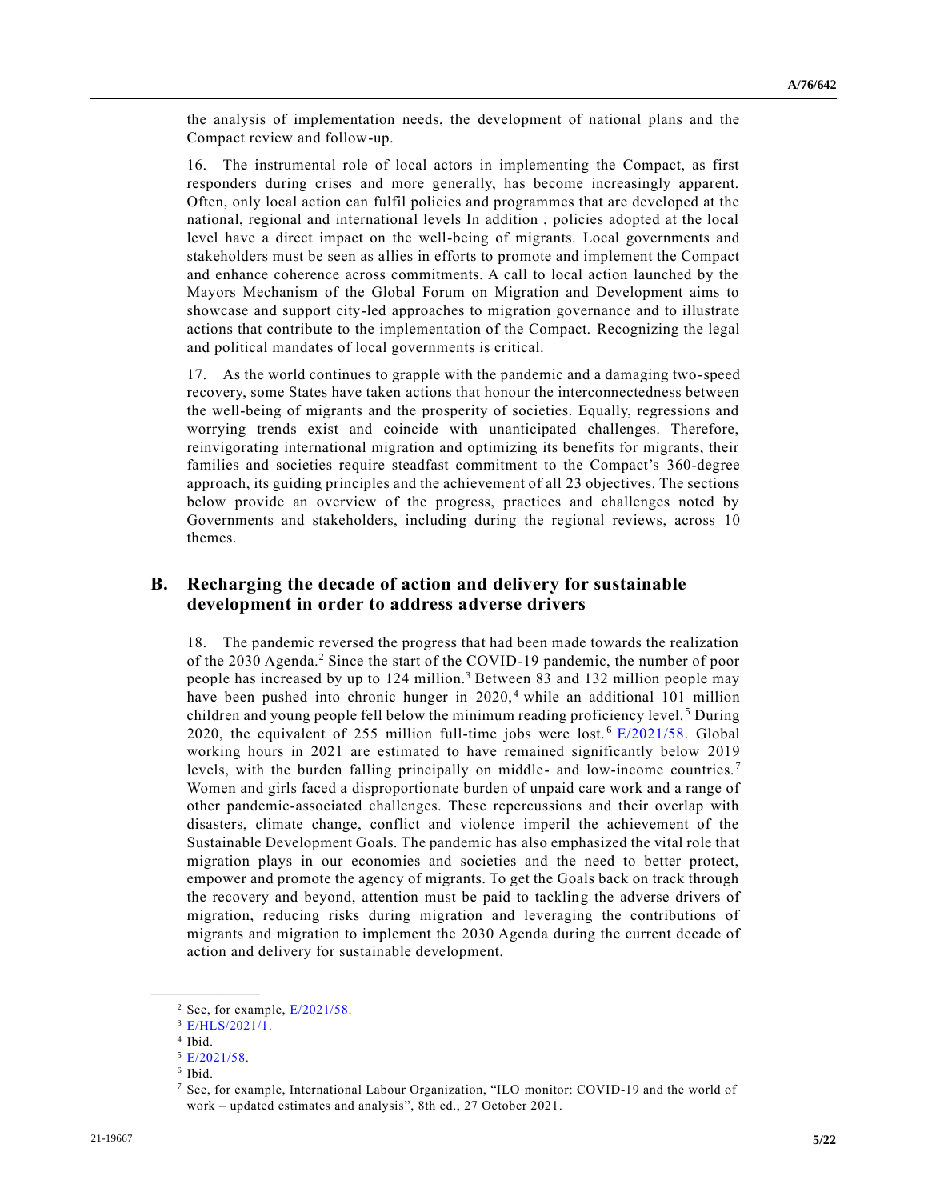the analysis of implementation needs, the development of national plans and the Compact review and follow-up.

16. The instrumental role of local actors in implementing the Compact, as first responders during crises and more generally, has become increasingly apparent. Often, only local action can fulfil policies and programmes that are developed at the national, regional and international levels In addition , policies adopted at the local level have a direct impact on the well-being of migrants. Local governments and stakeholders must be seen as allies in efforts to promote and implement the Compact and enhance coherence across commitments. A call to local action launched by the Mayors Mechanism of the Global Forum on Migration and Development aims to showcase and support city-led approaches to migration governance and to illustrate actions that contribute to the implementation of the Compact. Recognizing the legal and political mandates of local governments is critical.

17. As the world continues to grapple with the pandemic and a damaging two-speed recovery, some States have taken actions that honour the interconnectedness between the well-being of migrants and the prosperity of societies. Equally, regressions and worrying trends exist and coincide with unanticipated challenges. Therefore, reinvigorating international migration and optimizing its benefits for migrants, their families and societies require steadfast commitment to the Compact's 360-degree approach, its guiding principles and the achievement of all 23 objectives. The sections below provide an overview of the progress, practices and challenges noted by Governments and stakeholders, including during the regional reviews, across 10 themes.

## B. Recharging the decade of action and delivery for sustainable development in order to address adverse drivers

18. The pandemic reversed the progress that had been made towards the realization of the 2030 Agenda.[2] Since the start of the COVID-19 pandemic, the number of poor people has increased by up to 124 million.[3] Between 83 and 132 million people may have been pushed into chronic hunger in 2020,[4] while an additional 101 million children and young people fell below the minimum reading proficiency level.[5] During 2020, the equivalent of 255 million full-time jobs were lost.[6] E/2021/58. Global working hours in 2021 are estimated to have remained significantly below 2019 levels, with the burden falling principally on middle- and low-income countries.[7] Women and girls faced a disproportionate burden of unpaid care work and a range of other pandemic-associated challenges. These repercussions and their overlap with disasters, climate change, conflict and violence imperil the achievement of the Sustainable Development Goals. The pandemic has also emphasized the vital role that migration plays in our economies and societies and the need to better protect, empower and promote the agency of migrants. To get the Goals back on track through the recovery and beyond, attention must be paid to tackling the adverse drivers of migration, reducing risks during migration and leveraging the contributions of migrants and migration to implement the 2030 Agenda during the current decade of action and delivery for sustainable development.

---

[2] See, for example, E/2021/58.

[3] E/HLS/2021/1.

[4] Ibid.

[5] E/2021/58.

[6] Ibid.

[7] See, for example, International Labour Organization, "ILO monitor: COVID-19 and the world of work – updated estimates and analysis", 8th ed., 27 October 2021.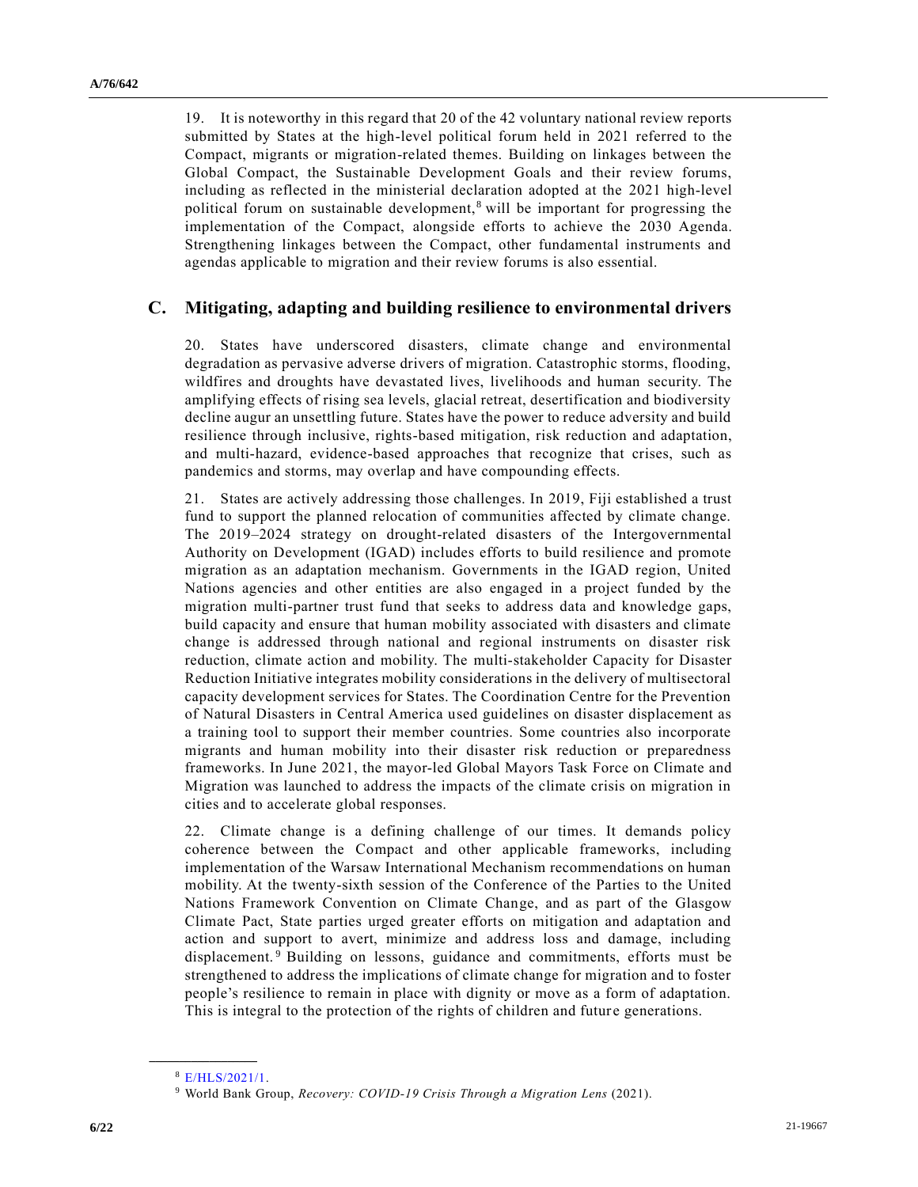19. It is noteworthy in this regard that 20 of the 42 voluntary national review reports submitted by States at the high-level political forum held in 2021 referred to the Compact, migrants or migration-related themes. Building on linkages between the Global Compact, the Sustainable Development Goals and their review forums, including as reflected in the ministerial declaration adopted at the 2021 high-level political forum on sustainable development,[8] will be important for progressing the implementation of the Compact, alongside efforts to achieve the 2030 Agenda. Strengthening linkages between the Compact, other fundamental instruments and agendas applicable to migration and their review forums is also essential.

## C. Mitigating, adapting and building resilience to environmental drivers

20. States have underscored disasters, climate change and environmental degradation as pervasive adverse drivers of migration. Catastrophic storms, flooding, wildfires and droughts have devastated lives, livelihoods and human security. The amplifying effects of rising sea levels, glacial retreat, desertification and biodiversity decline augur an unsettling future. States have the power to reduce adversity and build resilience through inclusive, rights-based mitigation, risk reduction and adaptation, and multi-hazard, evidence-based approaches that recognize that crises, such as pandemics and storms, may overlap and have compounding effects.

21. States are actively addressing those challenges. In 2019, Fiji established a trust fund to support the planned relocation of communities affected by climate change. The 2019–2024 strategy on drought-related disasters of the Intergovernmental Authority on Development (IGAD) includes efforts to build resilience and promote migration as an adaptation mechanism. Governments in the IGAD region, United Nations agencies and other entities are also engaged in a project funded by the migration multi-partner trust fund that seeks to address data and knowledge gaps, build capacity and ensure that human mobility associated with disasters and climate change is addressed through national and regional instruments on disaster risk reduction, climate action and mobility. The multi-stakeholder Capacity for Disaster Reduction Initiative integrates mobility considerations in the delivery of multisectoral capacity development services for States. The Coordination Centre for the Prevention of Natural Disasters in Central America used guidelines on disaster displacement as a training tool to support their member countries. Some countries also incorporate migrants and human mobility into their disaster risk reduction or preparedness frameworks. In June 2021, the mayor-led Global Mayors Task Force on Climate and Migration was launched to address the impacts of the climate crisis on migration in cities and to accelerate global responses.

22. Climate change is a defining challenge of our times. It demands policy coherence between the Compact and other applicable frameworks, including implementation of the Warsaw International Mechanism recommendations on human mobility. At the twenty-sixth session of the Conference of the Parties to the United Nations Framework Convention on Climate Change, and as part of the Glasgow Climate Pact, State parties urged greater efforts on mitigation and adaptation and action and support to avert, minimize and address loss and damage, including displacement.[9] Building on lessons, guidance and commitments, efforts must be strengthened to address the implications of climate change for migration and to foster people's resilience to remain in place with dignity or move as a form of adaptation. This is integral to the protection of the rights of children and future generations.

---

[8] E/HLS/2021/1.

[9] World Bank Group, *Recovery: COVID-19 Crisis Through a Migration Lens* (2021).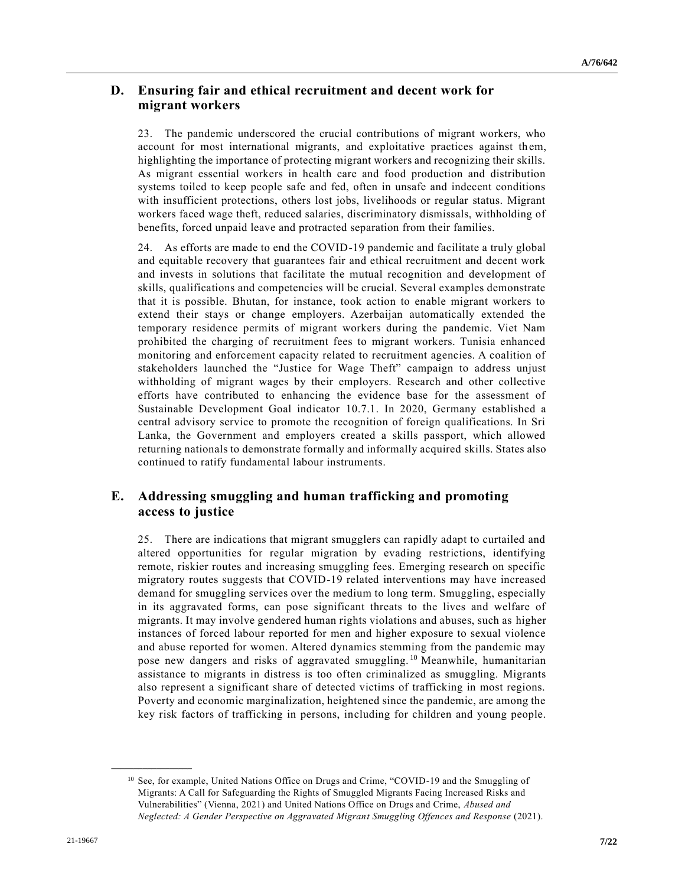## D. Ensuring fair and ethical recruitment and decent work for migrant workers

23. The pandemic underscored the crucial contributions of migrant workers, who account for most international migrants, and exploitative practices against them, highlighting the importance of protecting migrant workers and recognizing their skills. As migrant essential workers in health care and food production and distribution systems toiled to keep people safe and fed, often in unsafe and indecent conditions with insufficient protections, others lost jobs, livelihoods or regular status. Migrant workers faced wage theft, reduced salaries, discriminatory dismissals, withholding of benefits, forced unpaid leave and protracted separation from their families.

24. As efforts are made to end the COVID-19 pandemic and facilitate a truly global and equitable recovery that guarantees fair and ethical recruitment and decent work and invests in solutions that facilitate the mutual recognition and development of skills, qualifications and competencies will be crucial. Several examples demonstrate that it is possible. Bhutan, for instance, took action to enable migrant workers to extend their stays or change employers. Azerbaijan automatically extended the temporary residence permits of migrant workers during the pandemic. Viet Nam prohibited the charging of recruitment fees to migrant workers. Tunisia enhanced monitoring and enforcement capacity related to recruitment agencies. A coalition of stakeholders launched the "Justice for Wage Theft" campaign to address unjust withholding of migrant wages by their employers. Research and other collective efforts have contributed to enhancing the evidence base for the assessment of Sustainable Development Goal indicator 10.7.1. In 2020, Germany established a central advisory service to promote the recognition of foreign qualifications. In Sri Lanka, the Government and employers created a skills passport, which allowed returning nationals to demonstrate formally and informally acquired skills. States also continued to ratify fundamental labour instruments.

## E. Addressing smuggling and human trafficking and promoting access to justice

25. There are indications that migrant smugglers can rapidly adapt to curtailed and altered opportunities for regular migration by evading restrictions, identifying remote, riskier routes and increasing smuggling fees. Emerging research on specific migratory routes suggests that COVID-19 related interventions may have increased demand for smuggling services over the medium to long term. Smuggling, especially in its aggravated forms, can pose significant threats to the lives and welfare of migrants. It may involve gendered human rights violations and abuses, such as higher instances of forced labour reported for men and higher exposure to sexual violence and abuse reported for women. Altered dynamics stemming from the pandemic may pose new dangers and risks of aggravated smuggling.[10] Meanwhile, humanitarian assistance to migrants in distress is too often criminalized as smuggling. Migrants also represent a significant share of detected victims of trafficking in most regions. Poverty and economic marginalization, heightened since the pandemic, are among the key risk factors of trafficking in persons, including for children and young people.

---

[10] See, for example, United Nations Office on Drugs and Crime, "COVID-19 and the Smuggling of Migrants: A Call for Safeguarding the Rights of Smuggled Migrants Facing Increased Risks and Vulnerabilities" (Vienna, 2021) and United Nations Office on Drugs and Crime, *Abused and Neglected: A Gender Perspective on Aggravated Migrant Smuggling Offences and Response* (2021).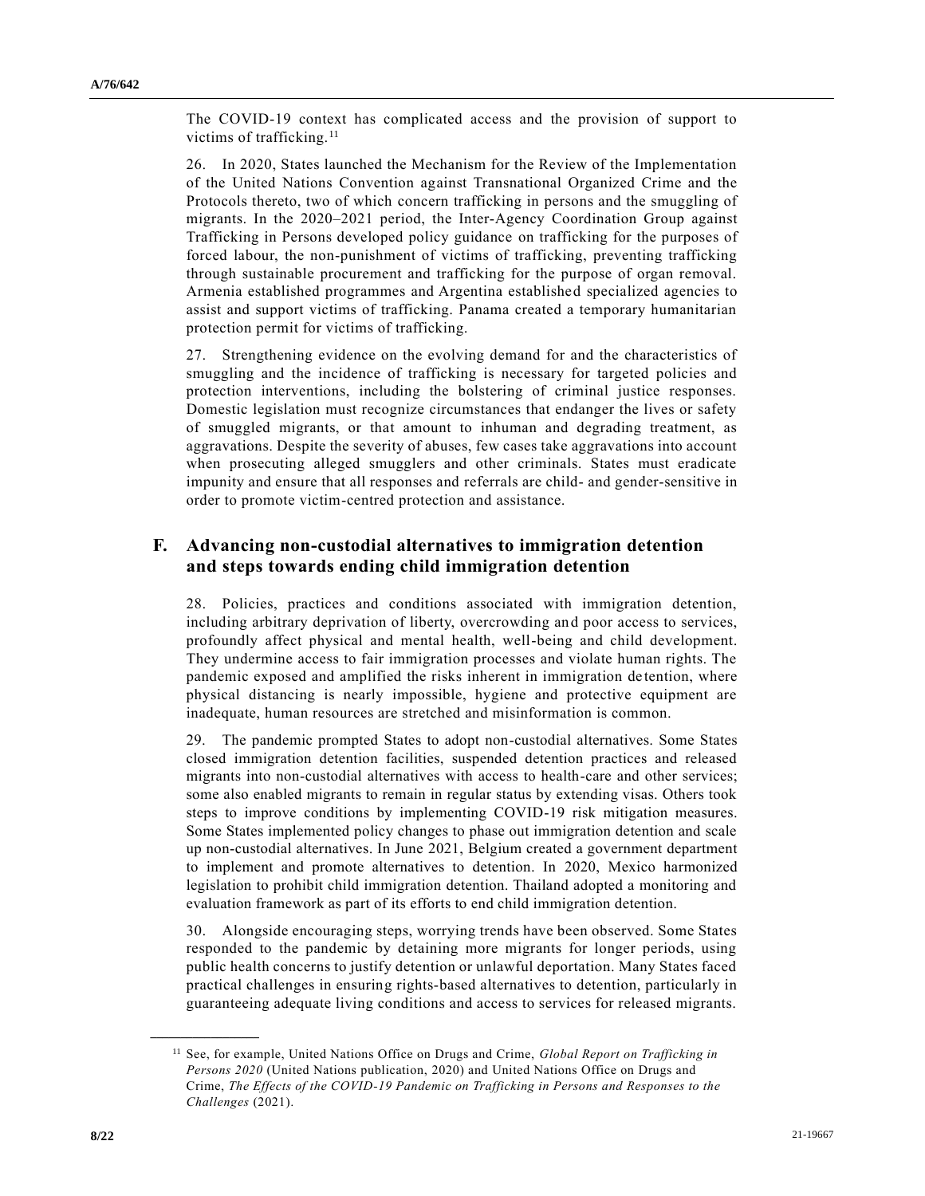The COVID-19 context has complicated access and the provision of support to victims of trafficking.[11]

26. In 2020, States launched the Mechanism for the Review of the Implementation of the United Nations Convention against Transnational Organized Crime and the Protocols thereto, two of which concern trafficking in persons and the smuggling of migrants. In the 2020–2021 period, the Inter-Agency Coordination Group against Trafficking in Persons developed policy guidance on trafficking for the purposes of forced labour, the non-punishment of victims of trafficking, preventing trafficking through sustainable procurement and trafficking for the purpose of organ removal. Armenia established programmes and Argentina established specialized agencies to assist and support victims of trafficking. Panama created a temporary humanitarian protection permit for victims of trafficking.

27. Strengthening evidence on the evolving demand for and the characteristics of smuggling and the incidence of trafficking is necessary for targeted policies and protection interventions, including the bolstering of criminal justice responses. Domestic legislation must recognize circumstances that endanger the lives or safety of smuggled migrants, or that amount to inhuman and degrading treatment, as aggravations. Despite the severity of abuses, few cases take aggravations into account when prosecuting alleged smugglers and other criminals. States must eradicate impunity and ensure that all responses and referrals are child- and gender-sensitive in order to promote victim-centred protection and assistance.

## F. Advancing non-custodial alternatives to immigration detention and steps towards ending child immigration detention

28. Policies, practices and conditions associated with immigration detention, including arbitrary deprivation of liberty, overcrowding and poor access to services, profoundly affect physical and mental health, well-being and child development. They undermine access to fair immigration processes and violate human rights. The pandemic exposed and amplified the risks inherent in immigration detention, where physical distancing is nearly impossible, hygiene and protective equipment are inadequate, human resources are stretched and misinformation is common.

29. The pandemic prompted States to adopt non-custodial alternatives. Some States closed immigration detention facilities, suspended detention practices and released migrants into non-custodial alternatives with access to health-care and other services; some also enabled migrants to remain in regular status by extending visas. Others took steps to improve conditions by implementing COVID-19 risk mitigation measures. Some States implemented policy changes to phase out immigration detention and scale up non-custodial alternatives. In June 2021, Belgium created a government department to implement and promote alternatives to detention. In 2020, Mexico harmonized legislation to prohibit child immigration detention. Thailand adopted a monitoring and evaluation framework as part of its efforts to end child immigration detention.

30. Alongside encouraging steps, worrying trends have been observed. Some States responded to the pandemic by detaining more migrants for longer periods, using public health concerns to justify detention or unlawful deportation. Many States faced practical challenges in ensuring rights-based alternatives to detention, particularly in guaranteeing adequate living conditions and access to services for released migrants.

---

[11] See, for example, United Nations Office on Drugs and Crime, *Global Report on Trafficking in Persons 2020* (United Nations publication, 2020) and United Nations Office on Drugs and Crime, *The Effects of the COVID-19 Pandemic on Trafficking in Persons and Responses to the Challenges* (2021).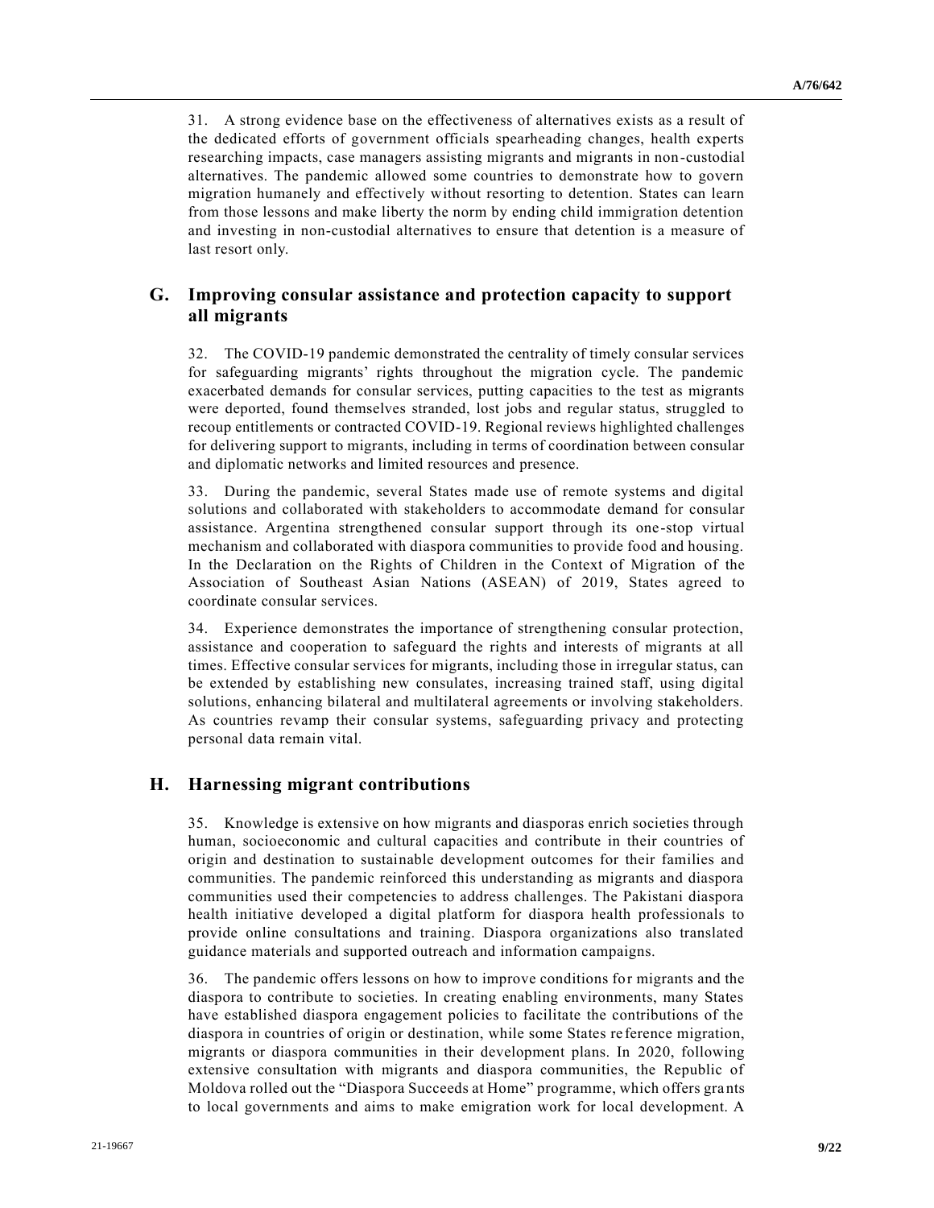31. A strong evidence base on the effectiveness of alternatives exists as a result of the dedicated efforts of government officials spearheading changes, health experts researching impacts, case managers assisting migrants and migrants in non-custodial alternatives. The pandemic allowed some countries to demonstrate how to govern migration humanely and effectively without resorting to detention. States can learn from those lessons and make liberty the norm by ending child immigration detention and investing in non-custodial alternatives to ensure that detention is a measure of last resort only.

## G. Improving consular assistance and protection capacity to support all migrants

32. The COVID-19 pandemic demonstrated the centrality of timely consular services for safeguarding migrants' rights throughout the migration cycle. The pandemic exacerbated demands for consular services, putting capacities to the test as migrants were deported, found themselves stranded, lost jobs and regular status, struggled to recoup entitlements or contracted COVID-19. Regional reviews highlighted challenges for delivering support to migrants, including in terms of coordination between consular and diplomatic networks and limited resources and presence.

33. During the pandemic, several States made use of remote systems and digital solutions and collaborated with stakeholders to accommodate demand for consular assistance. Argentina strengthened consular support through its one-stop virtual mechanism and collaborated with diaspora communities to provide food and housing. In the Declaration on the Rights of Children in the Context of Migration of the Association of Southeast Asian Nations (ASEAN) of 2019, States agreed to coordinate consular services.

34. Experience demonstrates the importance of strengthening consular protection, assistance and cooperation to safeguard the rights and interests of migrants at all times. Effective consular services for migrants, including those in irregular status, can be extended by establishing new consulates, increasing trained staff, using digital solutions, enhancing bilateral and multilateral agreements or involving stakeholders. As countries revamp their consular systems, safeguarding privacy and protecting personal data remain vital.

## H. Harnessing migrant contributions

35. Knowledge is extensive on how migrants and diasporas enrich societies through human, socioeconomic and cultural capacities and contribute in their countries of origin and destination to sustainable development outcomes for their families and communities. The pandemic reinforced this understanding as migrants and diaspora communities used their competencies to address challenges. The Pakistani diaspora health initiative developed a digital platform for diaspora health professionals to provide online consultations and training. Diaspora organizations also translated guidance materials and supported outreach and information campaigns.

36. The pandemic offers lessons on how to improve conditions for migrants and the diaspora to contribute to societies. In creating enabling environments, many States have established diaspora engagement policies to facilitate the contributions of the diaspora in countries of origin or destination, while some States reference migration, migrants or diaspora communities in their development plans. In 2020, following extensive consultation with migrants and diaspora communities, the Republic of Moldova rolled out the "Diaspora Succeeds at Home" programme, which offers grants to local governments and aims to make emigration work for local development. A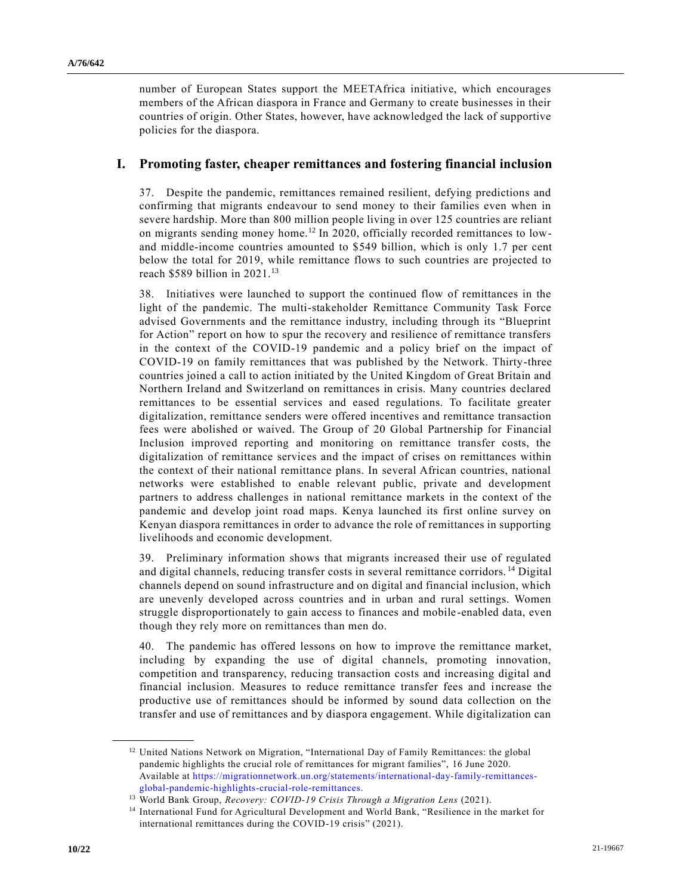number of European States support the MEETAfrica initiative, which encourages members of the African diaspora in France and Germany to create businesses in their countries of origin. Other States, however, have acknowledged the lack of supportive policies for the diaspora.

## I. Promoting faster, cheaper remittances and fostering financial inclusion

37. Despite the pandemic, remittances remained resilient, defying predictions and confirming that migrants endeavour to send money to their families even when in severe hardship. More than 800 million people living in over 125 countries are reliant on migrants sending money home.[12] In 2020, officially recorded remittances to low- and middle-income countries amounted to $549 billion, which is only 1.7 per cent below the total for 2019, while remittance flows to such countries are projected to reach $589 billion in 2021.[13]

38. Initiatives were launched to support the continued flow of remittances in the light of the pandemic. The multi-stakeholder Remittance Community Task Force advised Governments and the remittance industry, including through its "Blueprint for Action" report on how to spur the recovery and resilience of remittance transfers in the context of the COVID-19 pandemic and a policy brief on the impact of COVID-19 on family remittances that was published by the Network. Thirty-three countries joined a call to action initiated by the United Kingdom of Great Britain and Northern Ireland and Switzerland on remittances in crisis. Many countries declared remittances to be essential services and eased regulations. To facilitate greater digitalization, remittance senders were offered incentives and remittance transaction fees were abolished or waived. The Group of 20 Global Partnership for Financial Inclusion improved reporting and monitoring on remittance transfer costs, the digitalization of remittance services and the impact of crises on remittances within the context of their national remittance plans. In several African countries, national networks were established to enable relevant public, private and development partners to address challenges in national remittance markets in the context of the pandemic and develop joint road maps. Kenya launched its first online survey on Kenyan diaspora remittances in order to advance the role of remittances in supporting livelihoods and economic development.

39. Preliminary information shows that migrants increased their use of regulated and digital channels, reducing transfer costs in several remittance corridors.[14] Digital channels depend on sound infrastructure and on digital and financial inclusion, which are unevenly developed across countries and in urban and rural settings. Women struggle disproportionately to gain access to finances and mobile-enabled data, even though they rely more on remittances than men do.

40. The pandemic has offered lessons on how to improve the remittance market, including by expanding the use of digital channels, promoting innovation, competition and transparency, reducing transaction costs and increasing digital and financial inclusion. Measures to reduce remittance transfer fees and increase the productive use of remittances should be informed by sound data collection on the transfer and use of remittances and by diaspora engagement. While digitalization can

---

[12] United Nations Network on Migration, "International Day of Family Remittances: the global pandemic highlights the crucial role of remittances for migrant families", 16 June 2020. Available at https://migrationnetwork.un.org/statements/international-day-family-remittances-global-pandemic-highlights-crucial-role-remittances.

[13] World Bank Group, *Recovery: COVID-19 Crisis Through a Migration Lens* (2021).

[14] International Fund for Agricultural Development and World Bank, "Resilience in the market for international remittances during the COVID-19 crisis" (2021).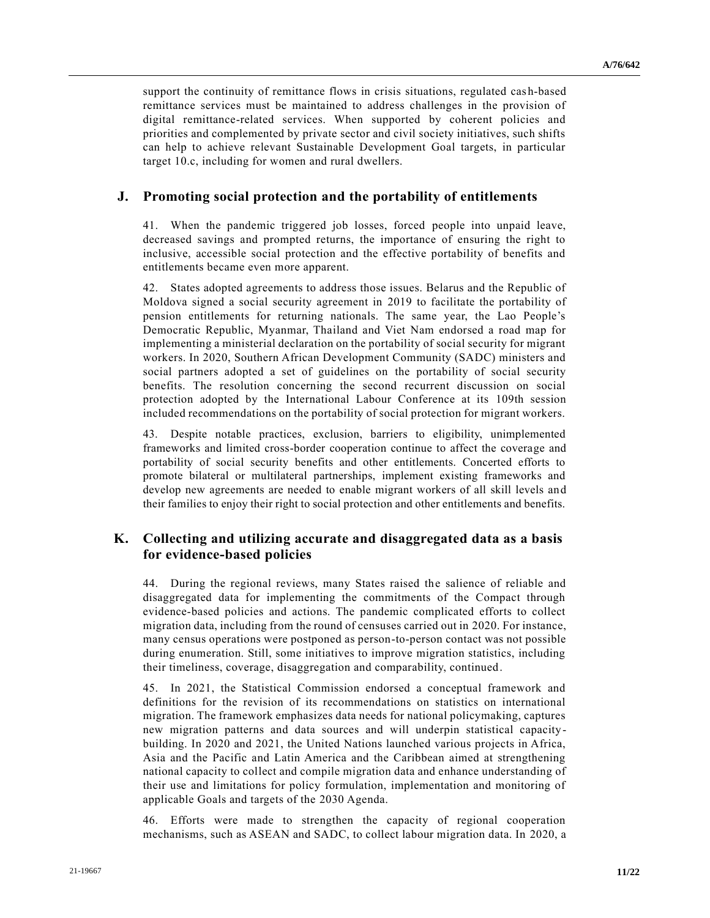support the continuity of remittance flows in crisis situations, regulated cash-based remittance services must be maintained to address challenges in the provision of digital remittance-related services. When supported by coherent policies and priorities and complemented by private sector and civil society initiatives, such shifts can help to achieve relevant Sustainable Development Goal targets, in particular target 10.c, including for women and rural dwellers.

## J. Promoting social protection and the portability of entitlements

41. When the pandemic triggered job losses, forced people into unpaid leave, decreased savings and prompted returns, the importance of ensuring the right to inclusive, accessible social protection and the effective portability of benefits and entitlements became even more apparent.

42. States adopted agreements to address those issues. Belarus and the Republic of Moldova signed a social security agreement in 2019 to facilitate the portability of pension entitlements for returning nationals. The same year, the Lao People's Democratic Republic, Myanmar, Thailand and Viet Nam endorsed a road map for implementing a ministerial declaration on the portability of social security for migrant workers. In 2020, Southern African Development Community (SADC) ministers and social partners adopted a set of guidelines on the portability of social security benefits. The resolution concerning the second recurrent discussion on social protection adopted by the International Labour Conference at its 109th session included recommendations on the portability of social protection for migrant workers.

43. Despite notable practices, exclusion, barriers to eligibility, unimplemented frameworks and limited cross-border cooperation continue to affect the coverage and portability of social security benefits and other entitlements. Concerted efforts to promote bilateral or multilateral partnerships, implement existing frameworks and develop new agreements are needed to enable migrant workers of all skill levels and their families to enjoy their right to social protection and other entitlements and benefits.

## K. Collecting and utilizing accurate and disaggregated data as a basis for evidence-based policies

44. During the regional reviews, many States raised the salience of reliable and disaggregated data for implementing the commitments of the Compact through evidence-based policies and actions. The pandemic complicated efforts to collect migration data, including from the round of censuses carried out in 2020. For instance, many census operations were postponed as person-to-person contact was not possible during enumeration. Still, some initiatives to improve migration statistics, including their timeliness, coverage, disaggregation and comparability, continued.

45. In 2021, the Statistical Commission endorsed a conceptual framework and definitions for the revision of its recommendations on statistics on international migration. The framework emphasizes data needs for national policymaking, captures new migration patterns and data sources and will underpin statistical capacity-building. In 2020 and 2021, the United Nations launched various projects in Africa, Asia and the Pacific and Latin America and the Caribbean aimed at strengthening national capacity to collect and compile migration data and enhance understanding of their use and limitations for policy formulation, implementation and monitoring of applicable Goals and targets of the 2030 Agenda.

46. Efforts were made to strengthen the capacity of regional cooperation mechanisms, such as ASEAN and SADC, to collect labour migration data. In 2020, a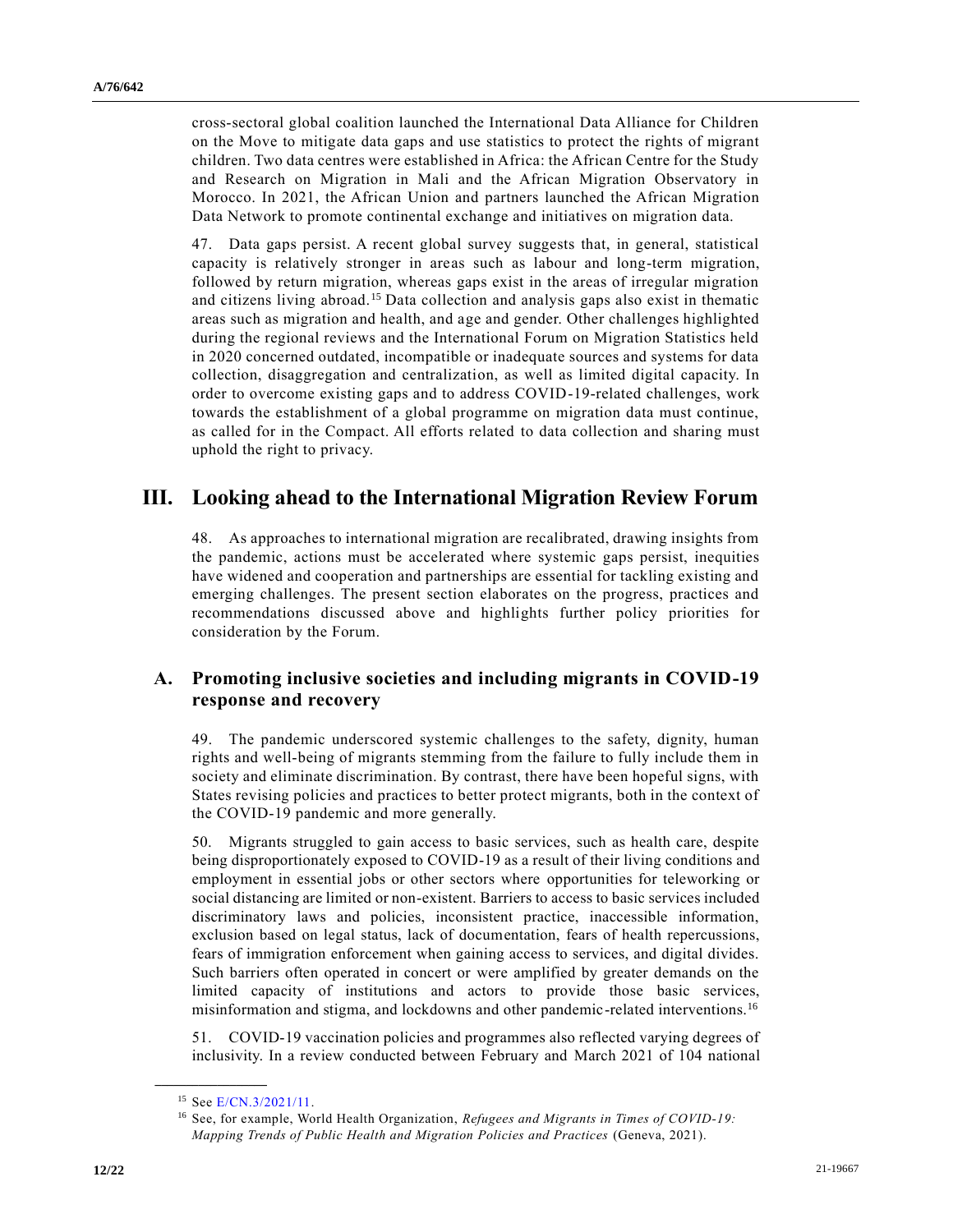cross-sectoral global coalition launched the International Data Alliance for Children on the Move to mitigate data gaps and use statistics to protect the rights of migrant children. Two data centres were established in Africa: the African Centre for the Study and Research on Migration in Mali and the African Migration Observatory in Morocco. In 2021, the African Union and partners launched the African Migration Data Network to promote continental exchange and initiatives on migration data.

47. Data gaps persist. A recent global survey suggests that, in general, statistical capacity is relatively stronger in areas such as labour and long-term migration, followed by return migration, whereas gaps exist in the areas of irregular migration and citizens living abroad.[15] Data collection and analysis gaps also exist in thematic areas such as migration and health, and age and gender. Other challenges highlighted during the regional reviews and the International Forum on Migration Statistics held in 2020 concerned outdated, incompatible or inadequate sources and systems for data collection, disaggregation and centralization, as well as limited digital capacity. In order to overcome existing gaps and to address COVID-19-related challenges, work towards the establishment of a global programme on migration data must continue, as called for in the Compact. All efforts related to data collection and sharing must uphold the right to privacy.

# III. Looking ahead to the International Migration Review Forum

48. As approaches to international migration are recalibrated, drawing insights from the pandemic, actions must be accelerated where systemic gaps persist, inequities have widened and cooperation and partnerships are essential for tackling existing and emerging challenges. The present section elaborates on the progress, practices and recommendations discussed above and highlights further policy priorities for consideration by the Forum.

## A. Promoting inclusive societies and including migrants in COVID-19 response and recovery

49. The pandemic underscored systemic challenges to the safety, dignity, human rights and well-being of migrants stemming from the failure to fully include them in society and eliminate discrimination. By contrast, there have been hopeful signs, with States revising policies and practices to better protect migrants, both in the context of the COVID-19 pandemic and more generally.

50. Migrants struggled to gain access to basic services, such as health care, despite being disproportionately exposed to COVID-19 as a result of their living conditions and employment in essential jobs or other sectors where opportunities for teleworking or social distancing are limited or non-existent. Barriers to access to basic services included discriminatory laws and policies, inconsistent practice, inaccessible information, exclusion based on legal status, lack of documentation, fears of health repercussions, fears of immigration enforcement when gaining access to services, and digital divides. Such barriers often operated in concert or were amplified by greater demands on the limited capacity of institutions and actors to provide those basic services, misinformation and stigma, and lockdowns and other pandemic-related interventions.[16]

51. COVID-19 vaccination policies and programmes also reflected varying degrees of inclusivity. In a review conducted between February and March 2021 of 104 national

---

[15] See E/CN.3/2021/11.

[16] See, for example, World Health Organization, *Refugees and Migrants in Times of COVID-19: Mapping Trends of Public Health and Migration Policies and Practices* (Geneva, 2021).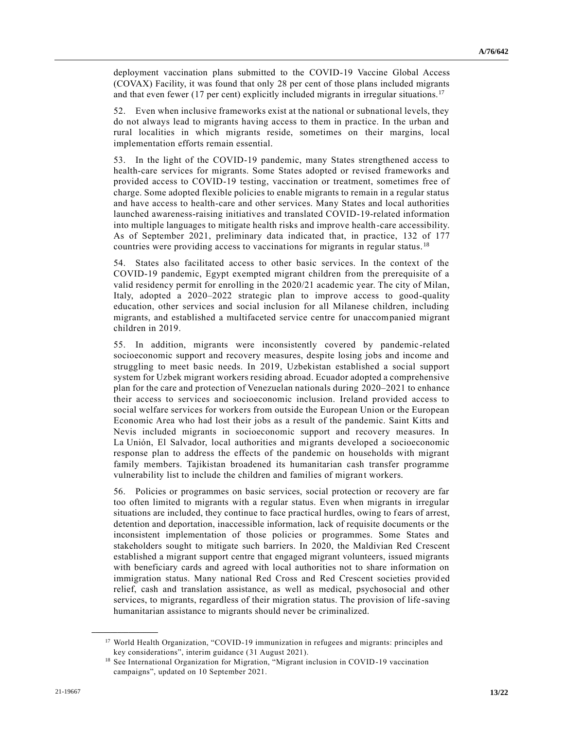deployment vaccination plans submitted to the COVID-19 Vaccine Global Access (COVAX) Facility, it was found that only 28 per cent of those plans included migrants and that even fewer (17 per cent) explicitly included migrants in irregular situations.[17]

52. Even when inclusive frameworks exist at the national or subnational levels, they do not always lead to migrants having access to them in practice. In the urban and rural localities in which migrants reside, sometimes on their margins, local implementation efforts remain essential.

53. In the light of the COVID-19 pandemic, many States strengthened access to health-care services for migrants. Some States adopted or revised frameworks and provided access to COVID-19 testing, vaccination or treatment, sometimes free of charge. Some adopted flexible policies to enable migrants to remain in a regular status and have access to health-care and other services. Many States and local authorities launched awareness-raising initiatives and translated COVID-19-related information into multiple languages to mitigate health risks and improve health-care accessibility. As of September 2021, preliminary data indicated that, in practice, 132 of 177 countries were providing access to vaccinations for migrants in regular status.[18]

54. States also facilitated access to other basic services. In the context of the COVID-19 pandemic, Egypt exempted migrant children from the prerequisite of a valid residency permit for enrolling in the 2020/21 academic year. The city of Milan, Italy, adopted a 2020–2022 strategic plan to improve access to good-quality education, other services and social inclusion for all Milanese children, including migrants, and established a multifaceted service centre for unaccompanied migrant children in 2019.

55. In addition, migrants were inconsistently covered by pandemic-related socioeconomic support and recovery measures, despite losing jobs and income and struggling to meet basic needs. In 2019, Uzbekistan established a social support system for Uzbek migrant workers residing abroad. Ecuador adopted a comprehensive plan for the care and protection of Venezuelan nationals during 2020–2021 to enhance their access to services and socioeconomic inclusion. Ireland provided access to social welfare services for workers from outside the European Union or the European Economic Area who had lost their jobs as a result of the pandemic. Saint Kitts and Nevis included migrants in socioeconomic support and recovery measures. In La Unión, El Salvador, local authorities and migrants developed a socioeconomic response plan to address the effects of the pandemic on households with migrant family members. Tajikistan broadened its humanitarian cash transfer programme vulnerability list to include the children and families of migrant workers.

56. Policies or programmes on basic services, social protection or recovery are far too often limited to migrants with a regular status. Even when migrants in irregular situations are included, they continue to face practical hurdles, owing to fears of arrest, detention and deportation, inaccessible information, lack of requisite documents or the inconsistent implementation of those policies or programmes. Some States and stakeholders sought to mitigate such barriers. In 2020, the Maldivian Red Crescent established a migrant support centre that engaged migrant volunteers, issued migrants with beneficiary cards and agreed with local authorities not to share information on immigration status. Many national Red Cross and Red Crescent societies provided relief, cash and translation assistance, as well as medical, psychosocial and other services, to migrants, regardless of their migration status. The provision of life-saving humanitarian assistance to migrants should never be criminalized.

---

[17] World Health Organization, "COVID-19 immunization in refugees and migrants: principles and key considerations", interim guidance (31 August 2021).

[18] See International Organization for Migration, "Migrant inclusion in COVID-19 vaccination campaigns", updated on 10 September 2021.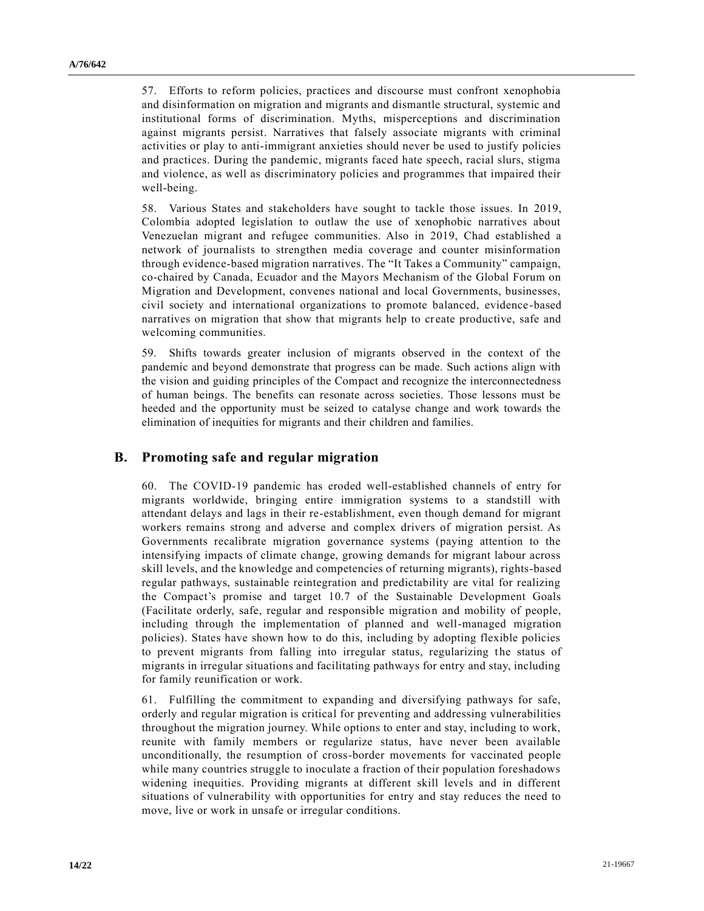57. Efforts to reform policies, practices and discourse must confront xenophobia and disinformation on migration and migrants and dismantle structural, systemic and institutional forms of discrimination. Myths, misperceptions and discrimination against migrants persist. Narratives that falsely associate migrants with criminal activities or play to anti-immigrant anxieties should never be used to justify policies and practices. During the pandemic, migrants faced hate speech, racial slurs, stigma and violence, as well as discriminatory policies and programmes that impaired their well-being.

58. Various States and stakeholders have sought to tackle those issues. In 2019, Colombia adopted legislation to outlaw the use of xenophobic narratives about Venezuelan migrant and refugee communities. Also in 2019, Chad established a network of journalists to strengthen media coverage and counter misinformation through evidence-based migration narratives. The "It Takes a Community" campaign, co-chaired by Canada, Ecuador and the Mayors Mechanism of the Global Forum on Migration and Development, convenes national and local Governments, businesses, civil society and international organizations to promote balanced, evidence-based narratives on migration that show that migrants help to create productive, safe and welcoming communities.

59. Shifts towards greater inclusion of migrants observed in the context of the pandemic and beyond demonstrate that progress can be made. Such actions align with the vision and guiding principles of the Compact and recognize the interconnectedness of human beings. The benefits can resonate across societies. Those lessons must be heeded and the opportunity must be seized to catalyse change and work towards the elimination of inequities for migrants and their children and families.

## B. Promoting safe and regular migration

60. The COVID-19 pandemic has eroded well-established channels of entry for migrants worldwide, bringing entire immigration systems to a standstill with attendant delays and lags in their re-establishment, even though demand for migrant workers remains strong and adverse and complex drivers of migration persist. As Governments recalibrate migration governance systems (paying attention to the intensifying impacts of climate change, growing demands for migrant labour across skill levels, and the knowledge and competencies of returning migrants), rights-based regular pathways, sustainable reintegration and predictability are vital for realizing the Compact's promise and target 10.7 of the Sustainable Development Goals (Facilitate orderly, safe, regular and responsible migration and mobility of people, including through the implementation of planned and well-managed migration policies). States have shown how to do this, including by adopting flexible policies to prevent migrants from falling into irregular status, regularizing the status of migrants in irregular situations and facilitating pathways for entry and stay, including for family reunification or work.

61. Fulfilling the commitment to expanding and diversifying pathways for safe, orderly and regular migration is critical for preventing and addressing vulnerabilities throughout the migration journey. While options to enter and stay, including to work, reunite with family members or regularize status, have never been available unconditionally, the resumption of cross-border movements for vaccinated people while many countries struggle to inoculate a fraction of their population foreshadows widening inequities. Providing migrants at different skill levels and in different situations of vulnerability with opportunities for entry and stay reduces the need to move, live or work in unsafe or irregular conditions.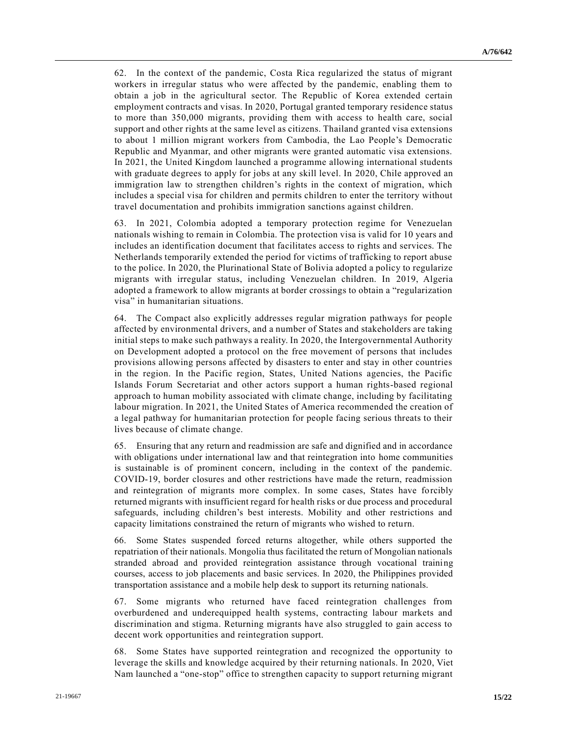62. In the context of the pandemic, Costa Rica regularized the status of migrant workers in irregular status who were affected by the pandemic, enabling them to obtain a job in the agricultural sector. The Republic of Korea extended certain employment contracts and visas. In 2020, Portugal granted temporary residence status to more than 350,000 migrants, providing them with access to health care, social support and other rights at the same level as citizens. Thailand granted visa extensions to about 1 million migrant workers from Cambodia, the Lao People's Democratic Republic and Myanmar, and other migrants were granted automatic visa extensions. In 2021, the United Kingdom launched a programme allowing international students with graduate degrees to apply for jobs at any skill level. In 2020, Chile approved an immigration law to strengthen children's rights in the context of migration, which includes a special visa for children and permits children to enter the territory without travel documentation and prohibits immigration sanctions against children.

63. In 2021, Colombia adopted a temporary protection regime for Venezuelan nationals wishing to remain in Colombia. The protection visa is valid for 10 years and includes an identification document that facilitates access to rights and services. The Netherlands temporarily extended the period for victims of trafficking to report abuse to the police. In 2020, the Plurinational State of Bolivia adopted a policy to regularize migrants with irregular status, including Venezuelan children. In 2019, Algeria adopted a framework to allow migrants at border crossings to obtain a "regularization visa" in humanitarian situations.

64. The Compact also explicitly addresses regular migration pathways for people affected by environmental drivers, and a number of States and stakeholders are taking initial steps to make such pathways a reality. In 2020, the Intergovernmental Authority on Development adopted a protocol on the free movement of persons that includes provisions allowing persons affected by disasters to enter and stay in other countries in the region. In the Pacific region, States, United Nations agencies, the Pacific Islands Forum Secretariat and other actors support a human rights-based regional approach to human mobility associated with climate change, including by facilitating labour migration. In 2021, the United States of America recommended the creation of a legal pathway for humanitarian protection for people facing serious threats to their lives because of climate change.

65. Ensuring that any return and readmission are safe and dignified and in accordance with obligations under international law and that reintegration into home communities is sustainable is of prominent concern, including in the context of the pandemic. COVID-19, border closures and other restrictions have made the return, readmission and reintegration of migrants more complex. In some cases, States have forcibly returned migrants with insufficient regard for health risks or due process and procedural safeguards, including children's best interests. Mobility and other restrictions and capacity limitations constrained the return of migrants who wished to return.

66. Some States suspended forced returns altogether, while others supported the repatriation of their nationals. Mongolia thus facilitated the return of Mongolian nationals stranded abroad and provided reintegration assistance through vocational training courses, access to job placements and basic services. In 2020, the Philippines provided transportation assistance and a mobile help desk to support its returning nationals.

67. Some migrants who returned have faced reintegration challenges from overburdened and underequipped health systems, contracting labour markets and discrimination and stigma. Returning migrants have also struggled to gain access to decent work opportunities and reintegration support.

68. Some States have supported reintegration and recognized the opportunity to leverage the skills and knowledge acquired by their returning nationals. In 2020, Viet Nam launched a "one-stop" office to strengthen capacity to support returning migrant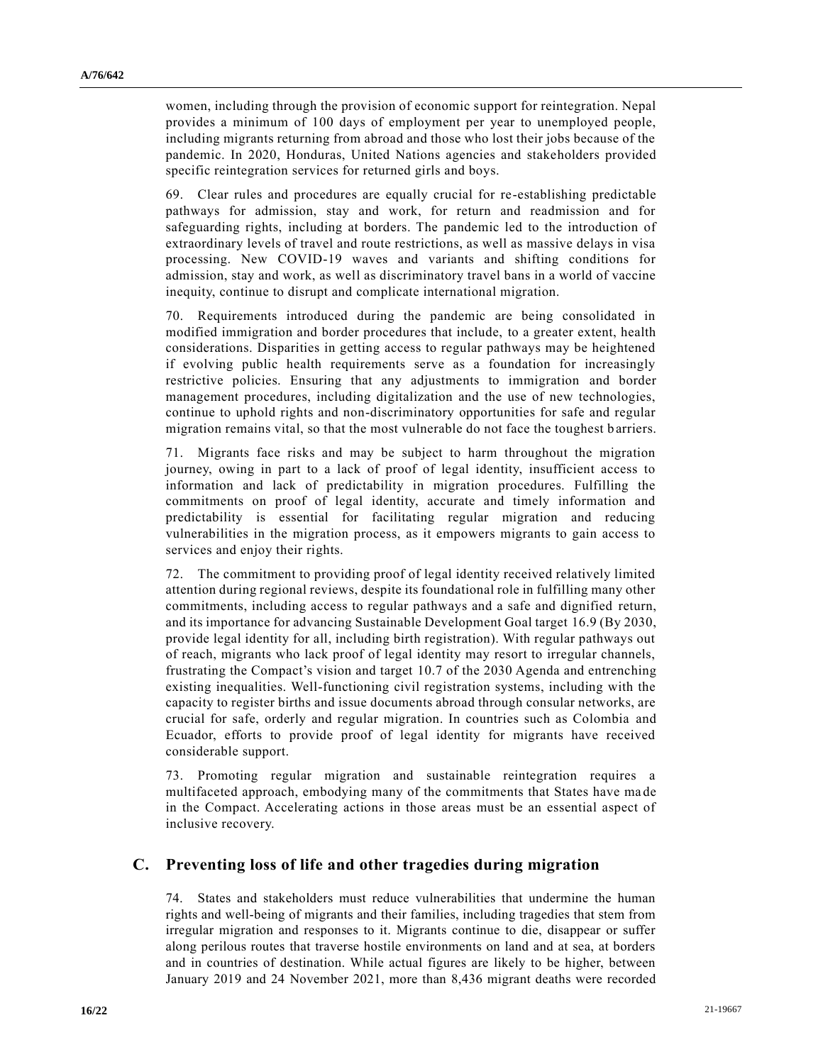women, including through the provision of economic support for reintegration. Nepal provides a minimum of 100 days of employment per year to unemployed people, including migrants returning from abroad and those who lost their jobs because of the pandemic. In 2020, Honduras, United Nations agencies and stakeholders provided specific reintegration services for returned girls and boys.

69. Clear rules and procedures are equally crucial for re-establishing predictable pathways for admission, stay and work, for return and readmission and for safeguarding rights, including at borders. The pandemic led to the introduction of extraordinary levels of travel and route restrictions, as well as massive delays in visa processing. New COVID-19 waves and variants and shifting conditions for admission, stay and work, as well as discriminatory travel bans in a world of vaccine inequity, continue to disrupt and complicate international migration.

70. Requirements introduced during the pandemic are being consolidated in modified immigration and border procedures that include, to a greater extent, health considerations. Disparities in getting access to regular pathways may be heightened if evolving public health requirements serve as a foundation for increasingly restrictive policies. Ensuring that any adjustments to immigration and border management procedures, including digitalization and the use of new technologies, continue to uphold rights and non-discriminatory opportunities for safe and regular migration remains vital, so that the most vulnerable do not face the toughest barriers.

71. Migrants face risks and may be subject to harm throughout the migration journey, owing in part to a lack of proof of legal identity, insufficient access to information and lack of predictability in migration procedures. Fulfilling the commitments on proof of legal identity, accurate and timely information and predictability is essential for facilitating regular migration and reducing vulnerabilities in the migration process, as it empowers migrants to gain access to services and enjoy their rights.

72. The commitment to providing proof of legal identity received relatively limited attention during regional reviews, despite its foundational role in fulfilling many other commitments, including access to regular pathways and a safe and dignified return, and its importance for advancing Sustainable Development Goal target 16.9 (By 2030, provide legal identity for all, including birth registration). With regular pathways out of reach, migrants who lack proof of legal identity may resort to irregular channels, frustrating the Compact's vision and target 10.7 of the 2030 Agenda and entrenching existing inequalities. Well-functioning civil registration systems, including with the capacity to register births and issue documents abroad through consular networks, are crucial for safe, orderly and regular migration. In countries such as Colombia and Ecuador, efforts to provide proof of legal identity for migrants have received considerable support.

73. Promoting regular migration and sustainable reintegration requires a multifaceted approach, embodying many of the commitments that States have made in the Compact. Accelerating actions in those areas must be an essential aspect of inclusive recovery.

## C. Preventing loss of life and other tragedies during migration

74. States and stakeholders must reduce vulnerabilities that undermine the human rights and well-being of migrants and their families, including tragedies that stem from irregular migration and responses to it. Migrants continue to die, disappear or suffer along perilous routes that traverse hostile environments on land and at sea, at borders and in countries of destination. While actual figures are likely to be higher, between January 2019 and 24 November 2021, more than 8,436 migrant deaths were recorded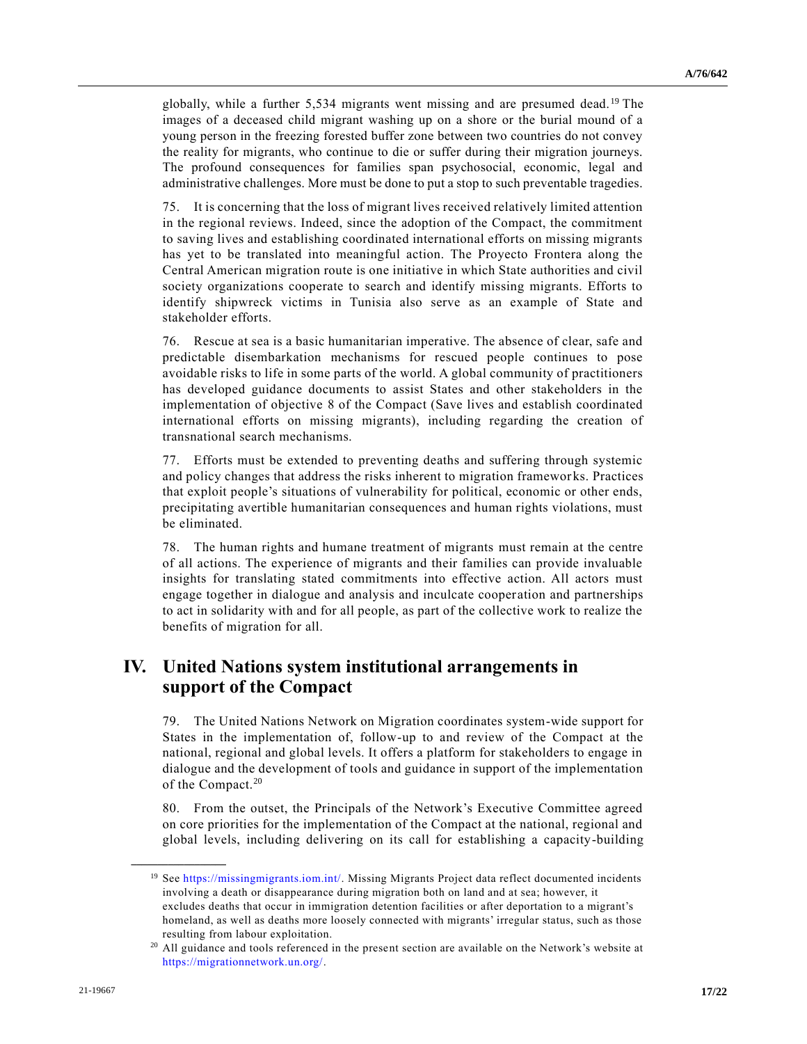globally, while a further 5,534 migrants went missing and are presumed dead.[19] The images of a deceased child migrant washing up on a shore or the burial mound of a young person in the freezing forested buffer zone between two countries do not convey the reality for migrants, who continue to die or suffer during their migration journeys. The profound consequences for families span psychosocial, economic, legal and administrative challenges. More must be done to put a stop to such preventable tragedies.

75. It is concerning that the loss of migrant lives received relatively limited attention in the regional reviews. Indeed, since the adoption of the Compact, the commitment to saving lives and establishing coordinated international efforts on missing migrants has yet to be translated into meaningful action. The Proyecto Frontera along the Central American migration route is one initiative in which State authorities and civil society organizations cooperate to search and identify missing migrants. Efforts to identify shipwreck victims in Tunisia also serve as an example of State and stakeholder efforts.

76. Rescue at sea is a basic humanitarian imperative. The absence of clear, safe and predictable disembarkation mechanisms for rescued people continues to pose avoidable risks to life in some parts of the world. A global community of practitioners has developed guidance documents to assist States and other stakeholders in the implementation of objective 8 of the Compact (Save lives and establish coordinated international efforts on missing migrants), including regarding the creation of transnational search mechanisms.

77. Efforts must be extended to preventing deaths and suffering through systemic and policy changes that address the risks inherent to migration frameworks. Practices that exploit people's situations of vulnerability for political, economic or other ends, precipitating avertible humanitarian consequences and human rights violations, must be eliminated.

78. The human rights and humane treatment of migrants must remain at the centre of all actions. The experience of migrants and their families can provide invaluable insights for translating stated commitments into effective action. All actors must engage together in dialogue and analysis and inculcate cooperation and partnerships to act in solidarity with and for all people, as part of the collective work to realize the benefits of migration for all.

# IV. United Nations system institutional arrangements in support of the Compact

79. The United Nations Network on Migration coordinates system-wide support for States in the implementation of, follow-up to and review of the Compact at the national, regional and global levels. It offers a platform for stakeholders to engage in dialogue and the development of tools and guidance in support of the implementation of the Compact.[20]

80. From the outset, the Principals of the Network's Executive Committee agreed on core priorities for the implementation of the Compact at the national, regional and global levels, including delivering on its call for establishing a capacity-building

---

[19] See https://missingmigrants.iom.int/. Missing Migrants Project data reflect documented incidents involving a death or disappearance during migration both on land and at sea; however, it excludes deaths that occur in immigration detention facilities or after deportation to a migrant's homeland, as well as deaths more loosely connected with migrants' irregular status, such as those resulting from labour exploitation.

[20] All guidance and tools referenced in the present section are available on the Network's website at https://migrationnetwork.un.org/.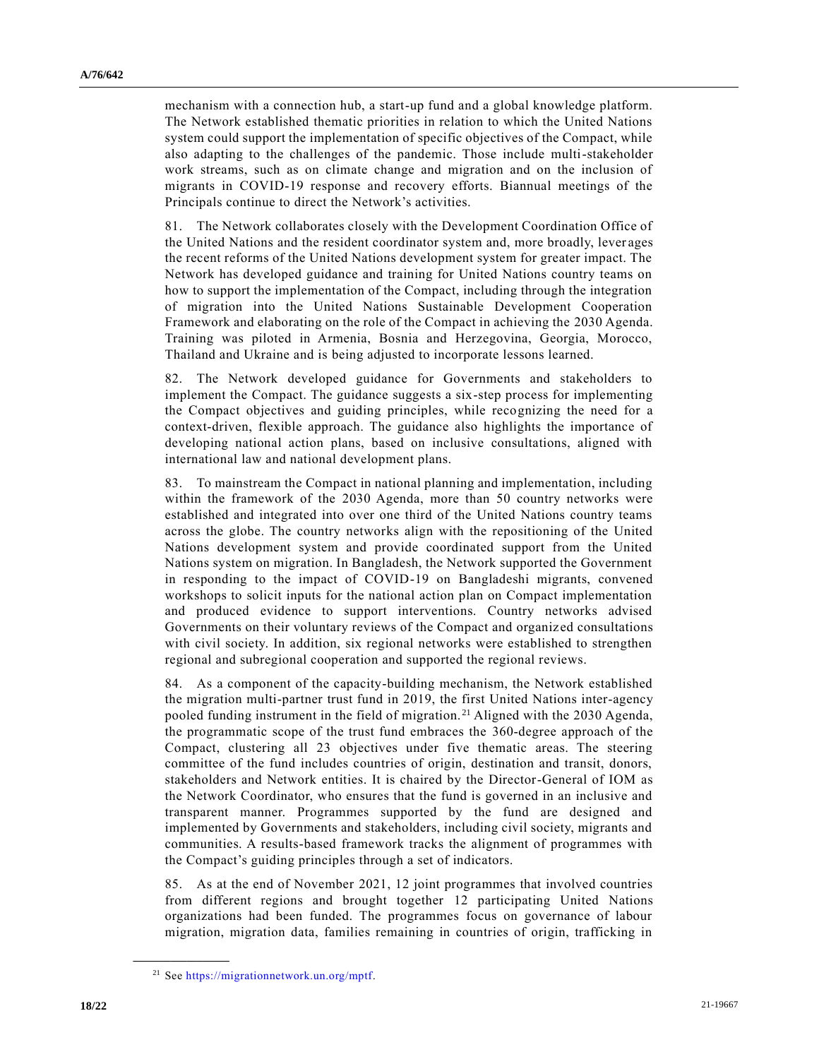mechanism with a connection hub, a start-up fund and a global knowledge platform. The Network established thematic priorities in relation to which the United Nations system could support the implementation of specific objectives of the Compact, while also adapting to the challenges of the pandemic. Those include multi-stakeholder work streams, such as on climate change and migration and on the inclusion of migrants in COVID-19 response and recovery efforts. Biannual meetings of the Principals continue to direct the Network's activities.

81. The Network collaborates closely with the Development Coordination Office of the United Nations and the resident coordinator system and, more broadly, leverages the recent reforms of the United Nations development system for greater impact. The Network has developed guidance and training for United Nations country teams on how to support the implementation of the Compact, including through the integration of migration into the United Nations Sustainable Development Cooperation Framework and elaborating on the role of the Compact in achieving the 2030 Agenda. Training was piloted in Armenia, Bosnia and Herzegovina, Georgia, Morocco, Thailand and Ukraine and is being adjusted to incorporate lessons learned.

82. The Network developed guidance for Governments and stakeholders to implement the Compact. The guidance suggests a six-step process for implementing the Compact objectives and guiding principles, while recognizing the need for a context-driven, flexible approach. The guidance also highlights the importance of developing national action plans, based on inclusive consultations, aligned with international law and national development plans.

83. To mainstream the Compact in national planning and implementation, including within the framework of the 2030 Agenda, more than 50 country networks were established and integrated into over one third of the United Nations country teams across the globe. The country networks align with the repositioning of the United Nations development system and provide coordinated support from the United Nations system on migration. In Bangladesh, the Network supported the Government in responding to the impact of COVID-19 on Bangladeshi migrants, convened workshops to solicit inputs for the national action plan on Compact implementation and produced evidence to support interventions. Country networks advised Governments on their voluntary reviews of the Compact and organized consultations with civil society. In addition, six regional networks were established to strengthen regional and subregional cooperation and supported the regional reviews.

84. As a component of the capacity-building mechanism, the Network established the migration multi-partner trust fund in 2019, the first United Nations inter-agency pooled funding instrument in the field of migration.[21] Aligned with the 2030 Agenda, the programmatic scope of the trust fund embraces the 360-degree approach of the Compact, clustering all 23 objectives under five thematic areas. The steering committee of the fund includes countries of origin, destination and transit, donors, stakeholders and Network entities. It is chaired by the Director-General of IOM as the Network Coordinator, who ensures that the fund is governed in an inclusive and transparent manner. Programmes supported by the fund are designed and implemented by Governments and stakeholders, including civil society, migrants and communities. A results-based framework tracks the alignment of programmes with the Compact's guiding principles through a set of indicators.

85. As at the end of November 2021, 12 joint programmes that involved countries from different regions and brought together 12 participating United Nations organizations had been funded. The programmes focus on governance of labour migration, migration data, families remaining in countries of origin, trafficking in

[21] See https://migrationnetwork.un.org/mptf.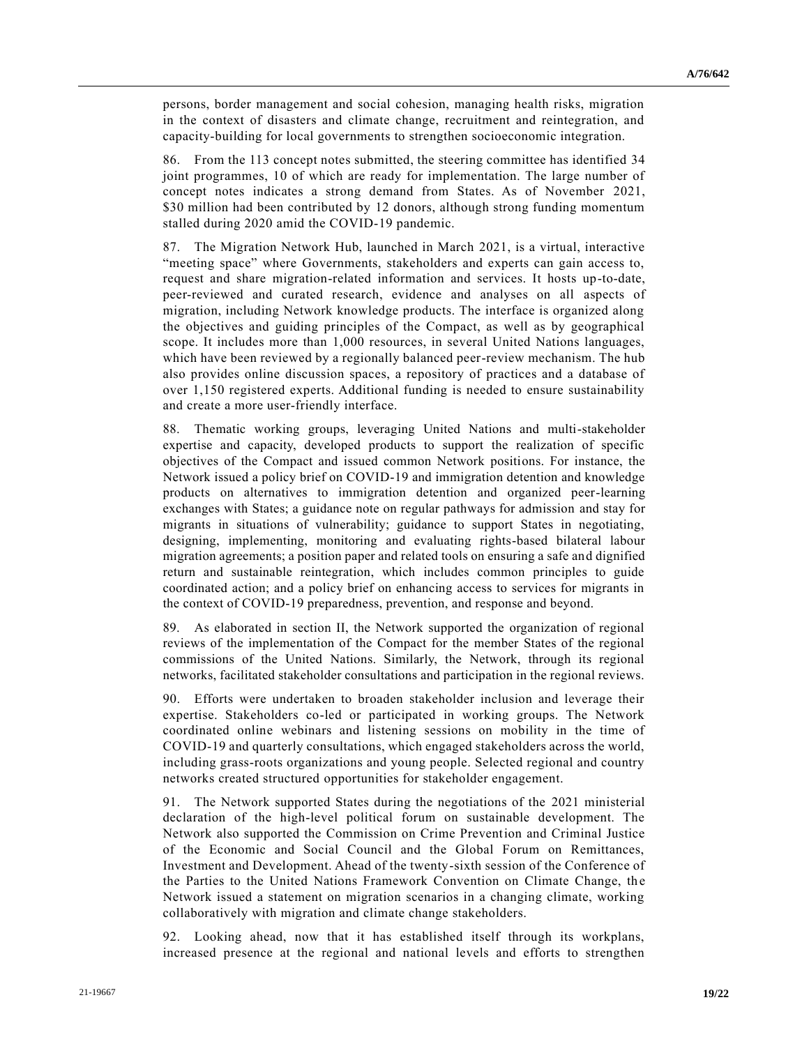persons, border management and social cohesion, managing health risks, migration in the context of disasters and climate change, recruitment and reintegration, and capacity-building for local governments to strengthen socioeconomic integration.

86. From the 113 concept notes submitted, the steering committee has identified 34 joint programmes, 10 of which are ready for implementation. The large number of concept notes indicates a strong demand from States. As of November 2021, $30 million had been contributed by 12 donors, although strong funding momentum stalled during 2020 amid the COVID-19 pandemic.

87. The Migration Network Hub, launched in March 2021, is a virtual, interactive "meeting space" where Governments, stakeholders and experts can gain access to, request and share migration-related information and services. It hosts up-to-date, peer-reviewed and curated research, evidence and analyses on all aspects of migration, including Network knowledge products. The interface is organized along the objectives and guiding principles of the Compact, as well as by geographical scope. It includes more than 1,000 resources, in several United Nations languages, which have been reviewed by a regionally balanced peer-review mechanism. The hub also provides online discussion spaces, a repository of practices and a database of over 1,150 registered experts. Additional funding is needed to ensure sustainability and create a more user-friendly interface.

88. Thematic working groups, leveraging United Nations and multi-stakeholder expertise and capacity, developed products to support the realization of specific objectives of the Compact and issued common Network positions. For instance, the Network issued a policy brief on COVID-19 and immigration detention and knowledge products on alternatives to immigration detention and organized peer-learning exchanges with States; a guidance note on regular pathways for admission and stay for migrants in situations of vulnerability; guidance to support States in negotiating, designing, implementing, monitoring and evaluating rights-based bilateral labour migration agreements; a position paper and related tools on ensuring a safe and dignified return and sustainable reintegration, which includes common principles to guide coordinated action; and a policy brief on enhancing access to services for migrants in the context of COVID-19 preparedness, prevention, and response and beyond.

89. As elaborated in section II, the Network supported the organization of regional reviews of the implementation of the Compact for the member States of the regional commissions of the United Nations. Similarly, the Network, through its regional networks, facilitated stakeholder consultations and participation in the regional reviews.

90. Efforts were undertaken to broaden stakeholder inclusion and leverage their expertise. Stakeholders co-led or participated in working groups. The Network coordinated online webinars and listening sessions on mobility in the time of COVID-19 and quarterly consultations, which engaged stakeholders across the world, including grass-roots organizations and young people. Selected regional and country networks created structured opportunities for stakeholder engagement.

91. The Network supported States during the negotiations of the 2021 ministerial declaration of the high-level political forum on sustainable development. The Network also supported the Commission on Crime Prevention and Criminal Justice of the Economic and Social Council and the Global Forum on Remittances, Investment and Development. Ahead of the twenty-sixth session of the Conference of the Parties to the United Nations Framework Convention on Climate Change, the Network issued a statement on migration scenarios in a changing climate, working collaboratively with migration and climate change stakeholders.

92. Looking ahead, now that it has established itself through its workplans, increased presence at the regional and national levels and efforts to strengthen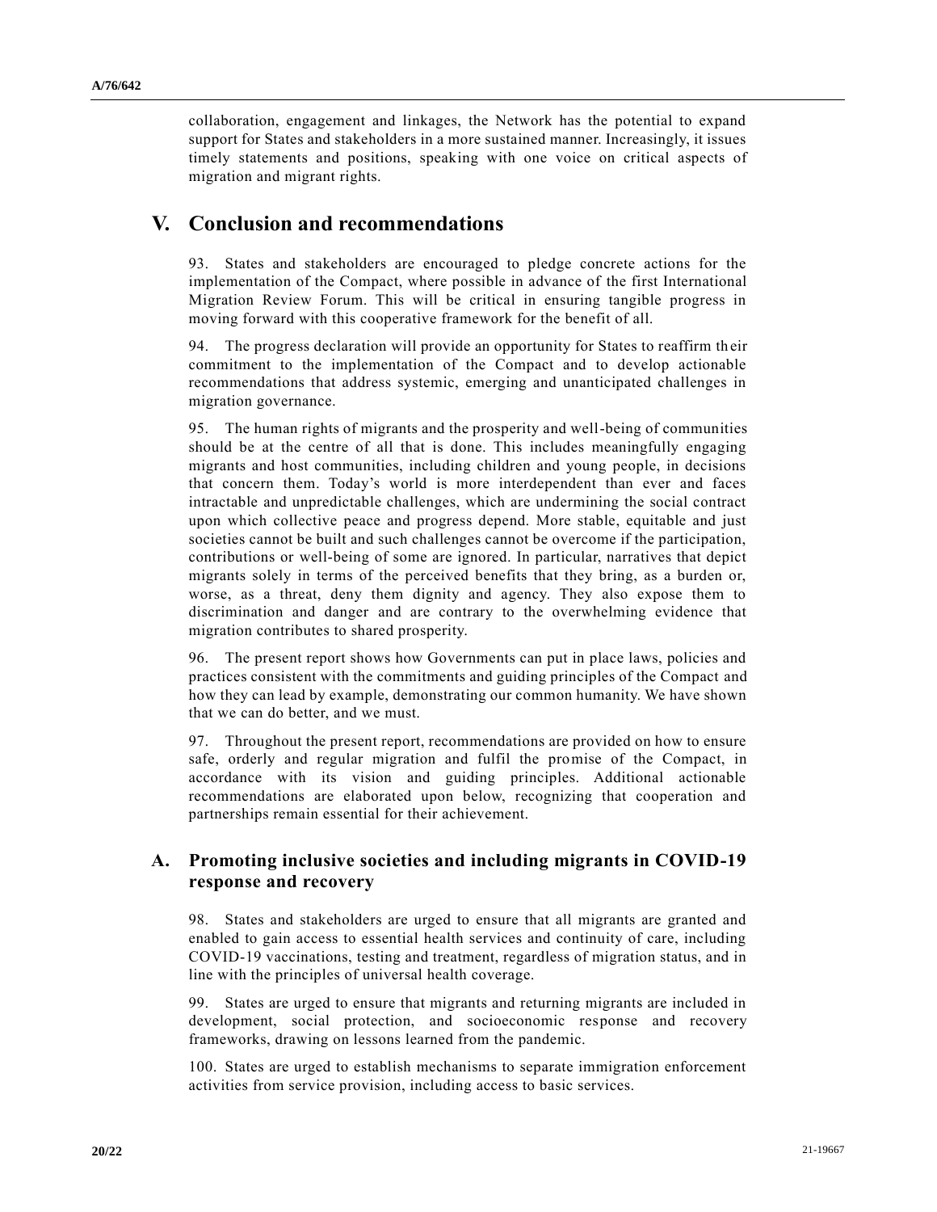collaboration, engagement and linkages, the Network has the potential to expand support for States and stakeholders in a more sustained manner. Increasingly, it issues timely statements and positions, speaking with one voice on critical aspects of migration and migrant rights.

# V. Conclusion and recommendations

93. States and stakeholders are encouraged to pledge concrete actions for the implementation of the Compact, where possible in advance of the first International Migration Review Forum. This will be critical in ensuring tangible progress in moving forward with this cooperative framework for the benefit of all.

94. The progress declaration will provide an opportunity for States to reaffirm their commitment to the implementation of the Compact and to develop actionable recommendations that address systemic, emerging and unanticipated challenges in migration governance.

95. The human rights of migrants and the prosperity and well-being of communities should be at the centre of all that is done. This includes meaningfully engaging migrants and host communities, including children and young people, in decisions that concern them. Today's world is more interdependent than ever and faces intractable and unpredictable challenges, which are undermining the social contract upon which collective peace and progress depend. More stable, equitable and just societies cannot be built and such challenges cannot be overcome if the participation, contributions or well-being of some are ignored. In particular, narratives that depict migrants solely in terms of the perceived benefits that they bring, as a burden or, worse, as a threat, deny them dignity and agency. They also expose them to discrimination and danger and are contrary to the overwhelming evidence that migration contributes to shared prosperity.

96. The present report shows how Governments can put in place laws, policies and practices consistent with the commitments and guiding principles of the Compact and how they can lead by example, demonstrating our common humanity. We have shown that we can do better, and we must.

97. Throughout the present report, recommendations are provided on how to ensure safe, orderly and regular migration and fulfil the promise of the Compact, in accordance with its vision and guiding principles. Additional actionable recommendations are elaborated upon below, recognizing that cooperation and partnerships remain essential for their achievement.

## A. Promoting inclusive societies and including migrants in COVID-19 response and recovery

98. States and stakeholders are urged to ensure that all migrants are granted and enabled to gain access to essential health services and continuity of care, including COVID-19 vaccinations, testing and treatment, regardless of migration status, and in line with the principles of universal health coverage.

99. States are urged to ensure that migrants and returning migrants are included in development, social protection, and socioeconomic response and recovery frameworks, drawing on lessons learned from the pandemic.

100. States are urged to establish mechanisms to separate immigration enforcement activities from service provision, including access to basic services.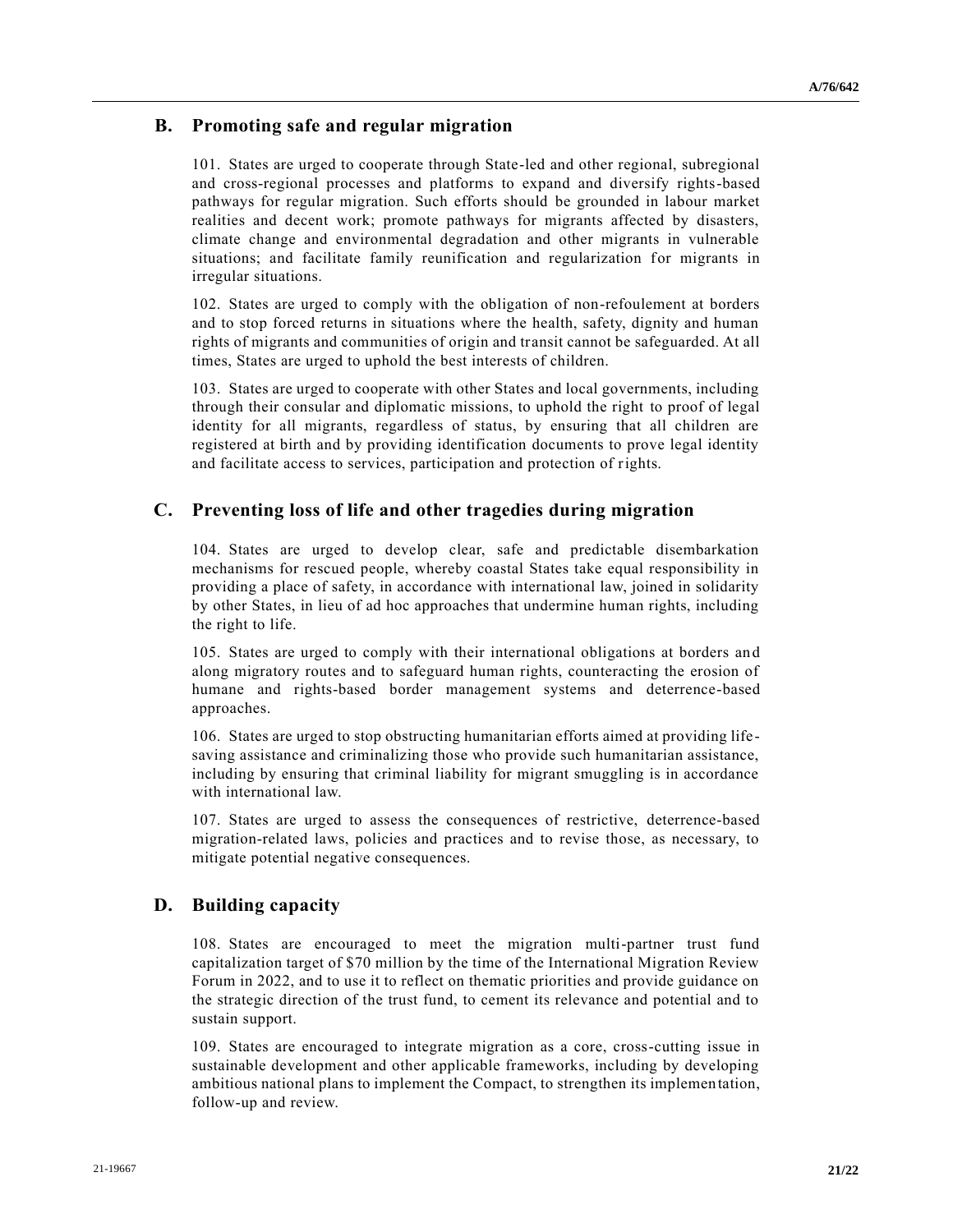## B. Promoting safe and regular migration

101. States are urged to cooperate through State-led and other regional, subregional and cross-regional processes and platforms to expand and diversify rights-based pathways for regular migration. Such efforts should be grounded in labour market realities and decent work; promote pathways for migrants affected by disasters, climate change and environmental degradation and other migrants in vulnerable situations; and facilitate family reunification and regularization for migrants in irregular situations.

102. States are urged to comply with the obligation of non-refoulement at borders and to stop forced returns in situations where the health, safety, dignity and human rights of migrants and communities of origin and transit cannot be safeguarded. At all times, States are urged to uphold the best interests of children.

103. States are urged to cooperate with other States and local governments, including through their consular and diplomatic missions, to uphold the right to proof of legal identity for all migrants, regardless of status, by ensuring that all children are registered at birth and by providing identification documents to prove legal identity and facilitate access to services, participation and protection of rights.

## C. Preventing loss of life and other tragedies during migration

104. States are urged to develop clear, safe and predictable disembarkation mechanisms for rescued people, whereby coastal States take equal responsibility in providing a place of safety, in accordance with international law, joined in solidarity by other States, in lieu of ad hoc approaches that undermine human rights, including the right to life.

105. States are urged to comply with their international obligations at borders and along migratory routes and to safeguard human rights, counteracting the erosion of humane and rights-based border management systems and deterrence-based approaches.

106. States are urged to stop obstructing humanitarian efforts aimed at providing life-saving assistance and criminalizing those who provide such humanitarian assistance, including by ensuring that criminal liability for migrant smuggling is in accordance with international law.

107. States are urged to assess the consequences of restrictive, deterrence-based migration-related laws, policies and practices and to revise those, as necessary, to mitigate potential negative consequences.

## D. Building capacity

108. States are encouraged to meet the migration multi-partner trust fund capitalization target of $70 million by the time of the International Migration Review Forum in 2022, and to use it to reflect on thematic priorities and provide guidance on the strategic direction of the trust fund, to cement its relevance and potential and to sustain support.

109. States are encouraged to integrate migration as a core, cross-cutting issue in sustainable development and other applicable frameworks, including by developing ambitious national plans to implement the Compact, to strengthen its implementation, follow-up and review.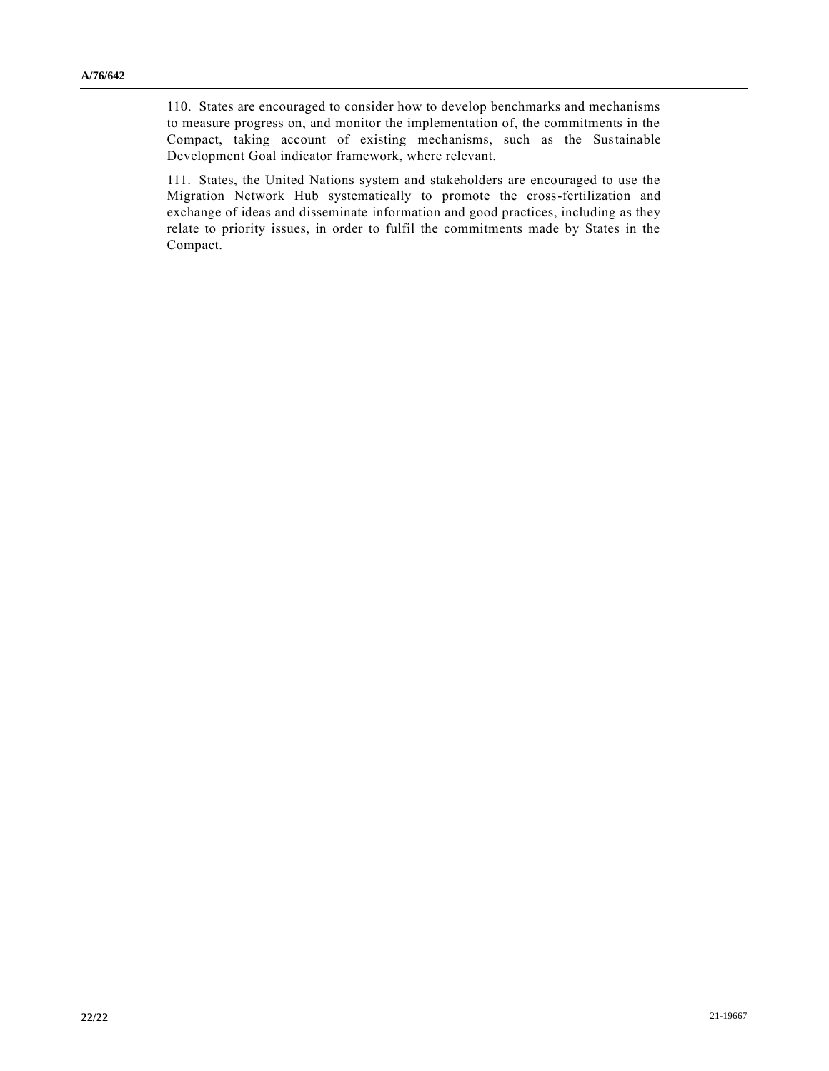110. States are encouraged to consider how to develop benchmarks and mechanisms to measure progress on, and monitor the implementation of, the commitments in the Compact, taking account of existing mechanisms, such as the Sustainable Development Goal indicator framework, where relevant.

111. States, the United Nations system and stakeholders are encouraged to use the Migration Network Hub systematically to promote the cross-fertilization and exchange of ideas and disseminate information and good practices, including as they relate to priority issues, in order to fulfil the commitments made by States in the Compact.